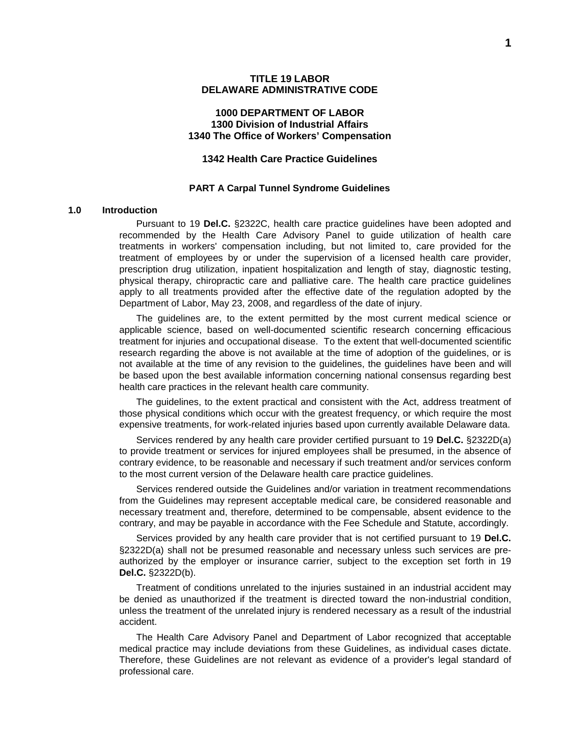# TITLE 19 LABOR
# DELAWARE ADMINISTRATIVE CODE

## 1000 DEPARTMENT OF LABOR
## 1300 Division of Industrial Affairs
## 1340 The Office of Workers' Compensation

## 1342 Health Care Practice Guidelines

### PART A Carpal Tunnel Syndrome Guidelines

### 1.0 Introduction

Pursuant to 19 **Del.C.** §2322C, health care practice guidelines have been adopted and recommended by the Health Care Advisory Panel to guide utilization of health care treatments in workers' compensation including, but not limited to, care provided for the treatment of employees by or under the supervision of a licensed health care provider, prescription drug utilization, inpatient hospitalization and length of stay, diagnostic testing, physical therapy, chiropractic care and palliative care. The health care practice guidelines apply to all treatments provided after the effective date of the regulation adopted by the Department of Labor, May 23, 2008, and regardless of the date of injury.

The guidelines are, to the extent permitted by the most current medical science or applicable science, based on well-documented scientific research concerning efficacious treatment for injuries and occupational disease. To the extent that well-documented scientific research regarding the above is not available at the time of adoption of the guidelines, or is not available at the time of any revision to the guidelines, the guidelines have been and will be based upon the best available information concerning national consensus regarding best health care practices in the relevant health care community.

The guidelines, to the extent practical and consistent with the Act, address treatment of those physical conditions which occur with the greatest frequency, or which require the most expensive treatments, for work-related injuries based upon currently available Delaware data.

Services rendered by any health care provider certified pursuant to 19 **Del.C.** §2322D(a) to provide treatment or services for injured employees shall be presumed, in the absence of contrary evidence, to be reasonable and necessary if such treatment and/or services conform to the most current version of the Delaware health care practice guidelines.

Services rendered outside the Guidelines and/or variation in treatment recommendations from the Guidelines may represent acceptable medical care, be considered reasonable and necessary treatment and, therefore, determined to be compensable, absent evidence to the contrary, and may be payable in accordance with the Fee Schedule and Statute, accordingly.

Services provided by any health care provider that is not certified pursuant to 19 **Del.C.** §2322D(a) shall not be presumed reasonable and necessary unless such services are pre-authorized by the employer or insurance carrier, subject to the exception set forth in 19 **Del.C.** §2322D(b).

Treatment of conditions unrelated to the injuries sustained in an industrial accident may be denied as unauthorized if the treatment is directed toward the non-industrial condition, unless the treatment of the unrelated injury is rendered necessary as a result of the industrial accident.

The Health Care Advisory Panel and Department of Labor recognized that acceptable medical practice may include deviations from these Guidelines, as individual cases dictate. Therefore, these Guidelines are not relevant as evidence of a provider's legal standard of professional care.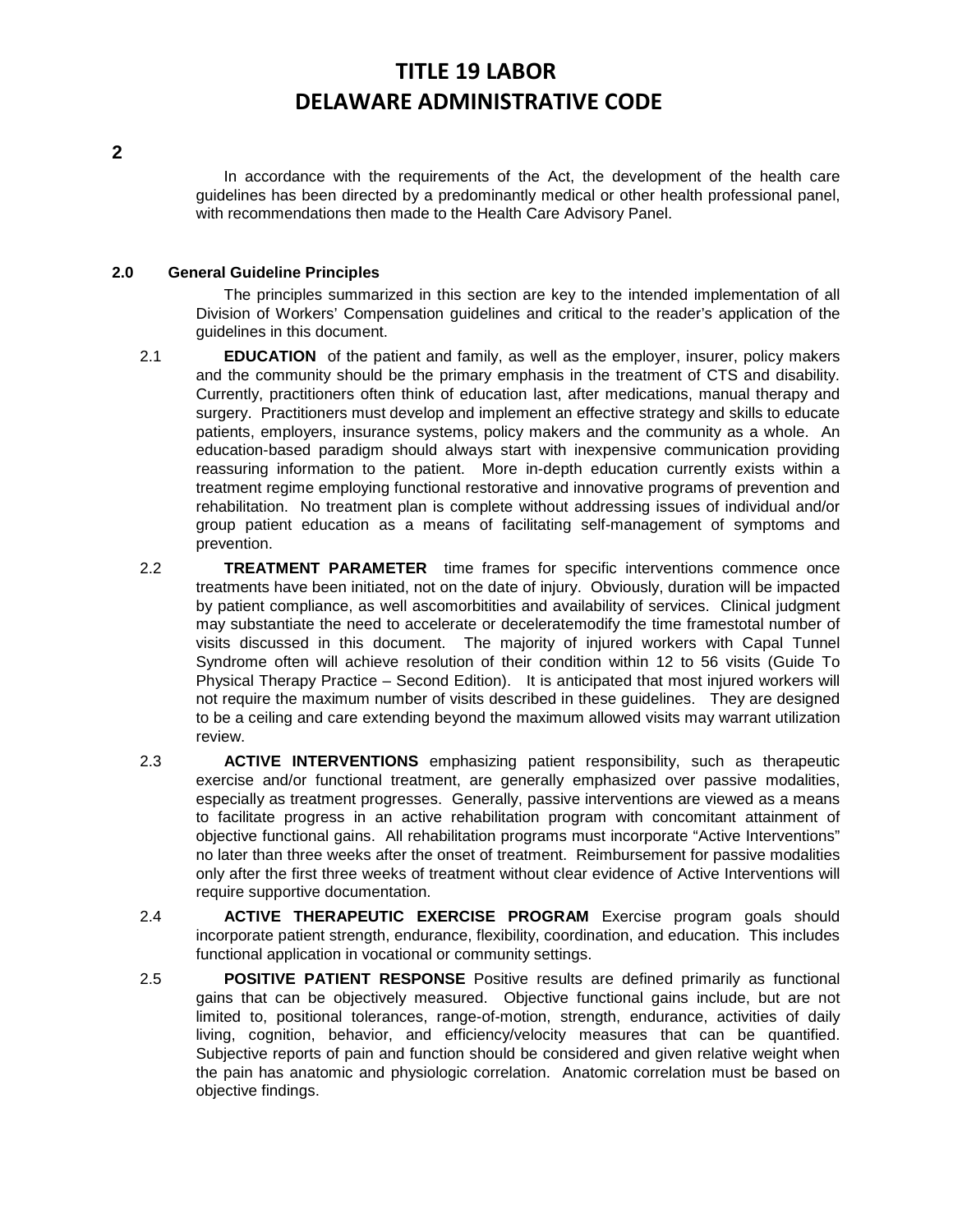In accordance with the requirements of the Act, the development of the health care guidelines has been directed by a predominantly medical or other health professional panel, with recommendations then made to the Health Care Advisory Panel.

## 2.0 General Guideline Principles

The principles summarized in this section are key to the intended implementation of all Division of Workers' Compensation guidelines and critical to the reader's application of the guidelines in this document.

2.1 **EDUCATION** of the patient and family, as well as the employer, insurer, policy makers and the community should be the primary emphasis in the treatment of CTS and disability. Currently, practitioners often think of education last, after medications, manual therapy and surgery. Practitioners must develop and implement an effective strategy and skills to educate patients, employers, insurance systems, policy makers and the community as a whole. An education-based paradigm should always start with inexpensive communication providing reassuring information to the patient. More in-depth education currently exists within a treatment regime employing functional restorative and innovative programs of prevention and rehabilitation. No treatment plan is complete without addressing issues of individual and/or group patient education as a means of facilitating self-management of symptoms and prevention.

2.2 **TREATMENT PARAMETER** time frames for specific interventions commence once treatments have been initiated, not on the date of injury. Obviously, duration will be impacted by patient compliance, as well ascomorbitities and availability of services. Clinical judgment may substantiate the need to accelerate or deceleratemodify the time framestotal number of visits discussed in this document. The majority of injured workers with Capal Tunnel Syndrome often will achieve resolution of their condition within 12 to 56 visits (Guide To Physical Therapy Practice – Second Edition). It is anticipated that most injured workers will not require the maximum number of visits described in these guidelines. They are designed to be a ceiling and care extending beyond the maximum allowed visits may warrant utilization review.

2.3 **ACTIVE INTERVENTIONS** emphasizing patient responsibility, such as therapeutic exercise and/or functional treatment, are generally emphasized over passive modalities, especially as treatment progresses. Generally, passive interventions are viewed as a means to facilitate progress in an active rehabilitation program with concomitant attainment of objective functional gains. All rehabilitation programs must incorporate "Active Interventions" no later than three weeks after the onset of treatment. Reimbursement for passive modalities only after the first three weeks of treatment without clear evidence of Active Interventions will require supportive documentation.

2.4 **ACTIVE THERAPEUTIC EXERCISE PROGRAM** Exercise program goals should incorporate patient strength, endurance, flexibility, coordination, and education. This includes functional application in vocational or community settings.

2.5 **POSITIVE PATIENT RESPONSE** Positive results are defined primarily as functional gains that can be objectively measured. Objective functional gains include, but are not limited to, positional tolerances, range-of-motion, strength, endurance, activities of daily living, cognition, behavior, and efficiency/velocity measures that can be quantified. Subjective reports of pain and function should be considered and given relative weight when the pain has anatomic and physiologic correlation. Anatomic correlation must be based on objective findings.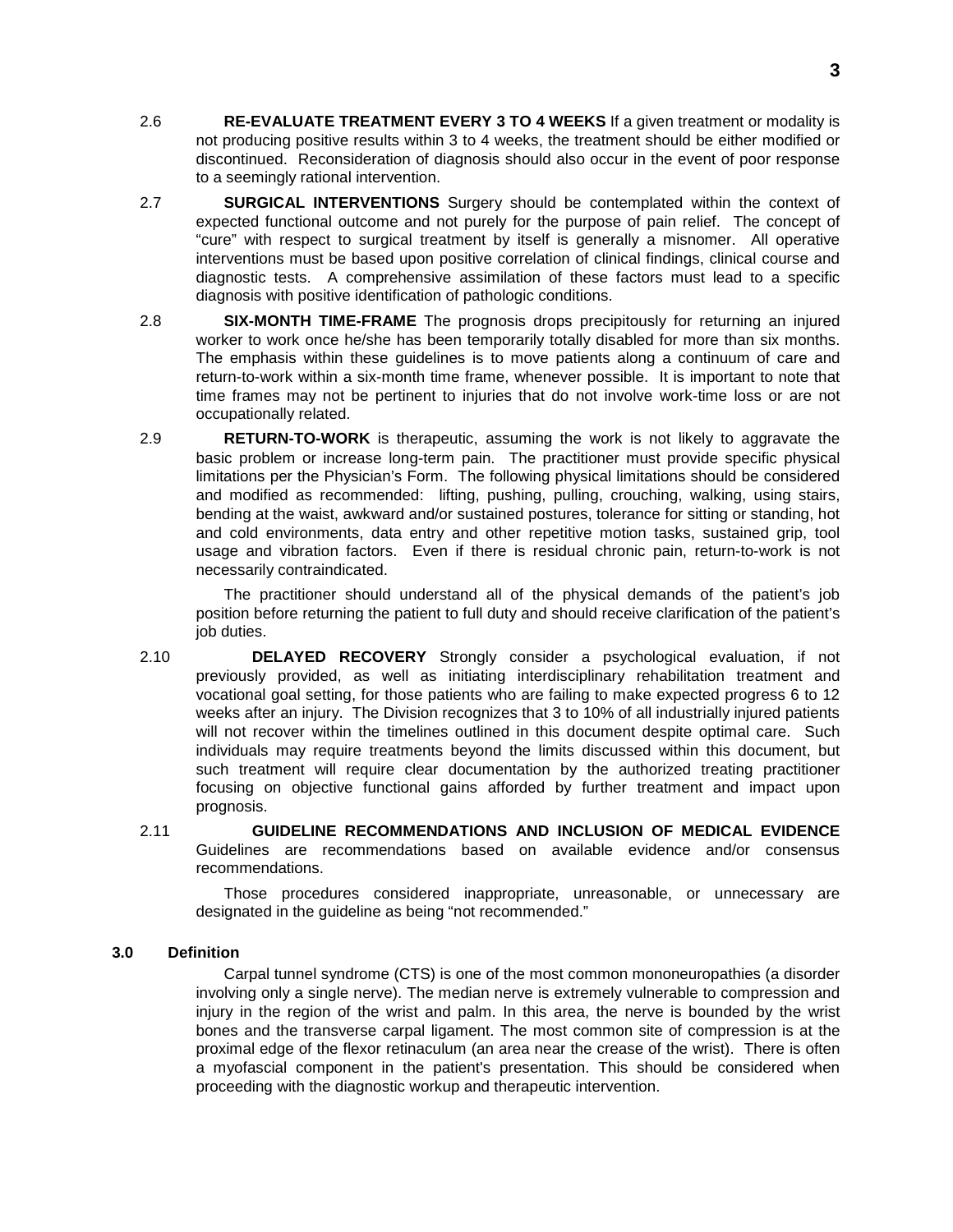2.6 **RE-EVALUATE TREATMENT EVERY 3 TO 4 WEEKS** If a given treatment or modality is not producing positive results within 3 to 4 weeks, the treatment should be either modified or discontinued. Reconsideration of diagnosis should also occur in the event of poor response to a seemingly rational intervention.

2.7 **SURGICAL INTERVENTIONS** Surgery should be contemplated within the context of expected functional outcome and not purely for the purpose of pain relief. The concept of "cure" with respect to surgical treatment by itself is generally a misnomer. All operative interventions must be based upon positive correlation of clinical findings, clinical course and diagnostic tests. A comprehensive assimilation of these factors must lead to a specific diagnosis with positive identification of pathologic conditions.

2.8 **SIX-MONTH TIME-FRAME** The prognosis drops precipitously for returning an injured worker to work once he/she has been temporarily totally disabled for more than six months. The emphasis within these guidelines is to move patients along a continuum of care and return-to-work within a six-month time frame, whenever possible. It is important to note that time frames may not be pertinent to injuries that do not involve work-time loss or are not occupationally related.

2.9 **RETURN-TO-WORK** is therapeutic, assuming the work is not likely to aggravate the basic problem or increase long-term pain. The practitioner must provide specific physical limitations per the Physician's Form. The following physical limitations should be considered and modified as recommended: lifting, pushing, pulling, crouching, walking, using stairs, bending at the waist, awkward and/or sustained postures, tolerance for sitting or standing, hot and cold environments, data entry and other repetitive motion tasks, sustained grip, tool usage and vibration factors. Even if there is residual chronic pain, return-to-work is not necessarily contraindicated.

The practitioner should understand all of the physical demands of the patient's job position before returning the patient to full duty and should receive clarification of the patient's job duties.

2.10 **DELAYED RECOVERY** Strongly consider a psychological evaluation, if not previously provided, as well as initiating interdisciplinary rehabilitation treatment and vocational goal setting, for those patients who are failing to make expected progress 6 to 12 weeks after an injury. The Division recognizes that 3 to 10% of all industrially injured patients will not recover within the timelines outlined in this document despite optimal care. Such individuals may require treatments beyond the limits discussed within this document, but such treatment will require clear documentation by the authorized treating practitioner focusing on objective functional gains afforded by further treatment and impact upon prognosis.

2.11 **GUIDELINE RECOMMENDATIONS AND INCLUSION OF MEDICAL EVIDENCE** Guidelines are recommendations based on available evidence and/or consensus recommendations.

Those procedures considered inappropriate, unreasonable, or unnecessary are designated in the guideline as being "not recommended."

## 3.0 Definition

Carpal tunnel syndrome (CTS) is one of the most common mononeuropathies (a disorder involving only a single nerve). The median nerve is extremely vulnerable to compression and injury in the region of the wrist and palm. In this area, the nerve is bounded by the wrist bones and the transverse carpal ligament. The most common site of compression is at the proximal edge of the flexor retinaculum (an area near the crease of the wrist). There is often a myofascial component in the patient's presentation. This should be considered when proceeding with the diagnostic workup and therapeutic intervention.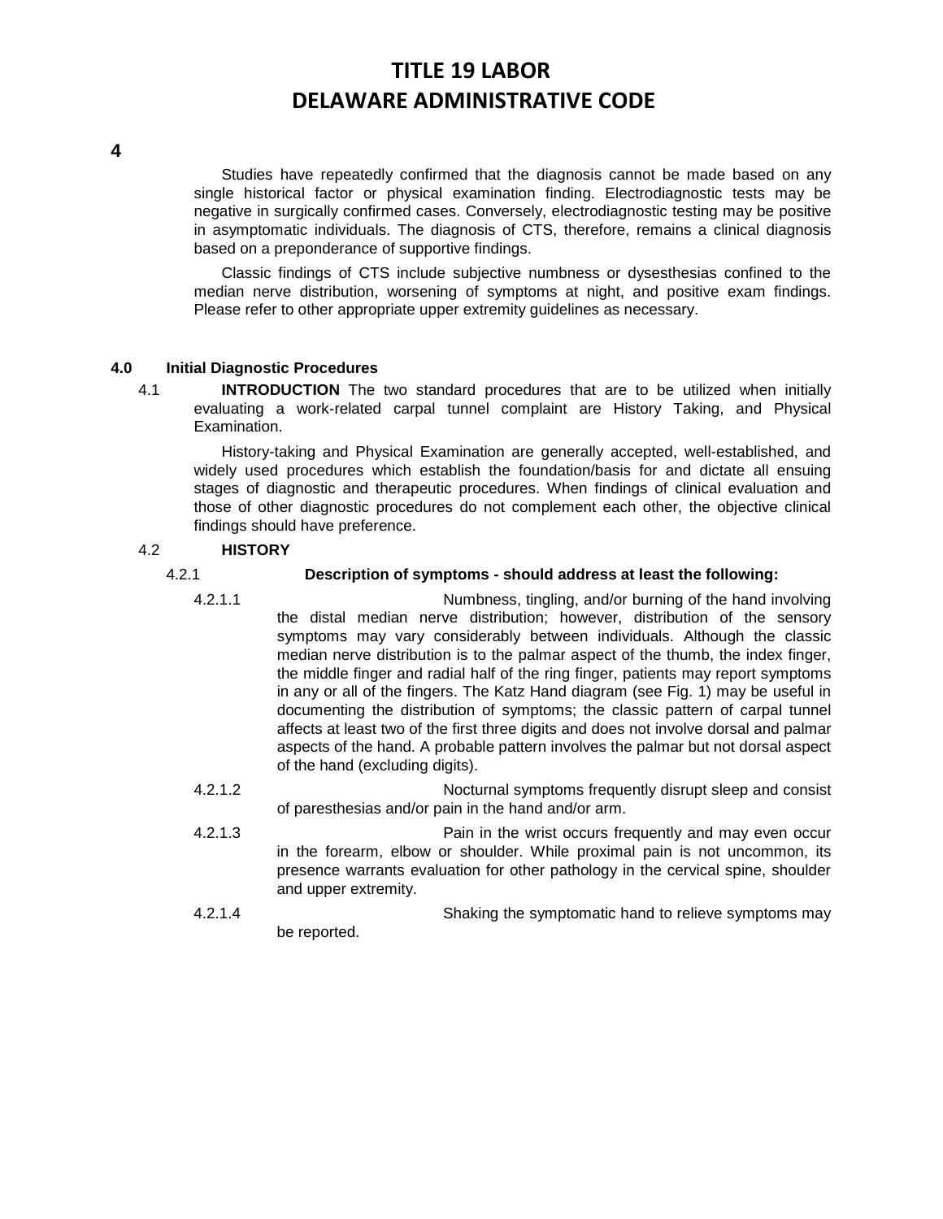Studies have repeatedly confirmed that the diagnosis cannot be made based on any single historical factor or physical examination finding. Electrodiagnostic tests may be negative in surgically confirmed cases. Conversely, electrodiagnostic testing may be positive in asymptomatic individuals. The diagnosis of CTS, therefore, remains a clinical diagnosis based on a preponderance of supportive findings.

Classic findings of CTS include subjective numbness or dysesthesias confined to the median nerve distribution, worsening of symptoms at night, and positive exam findings. Please refer to other appropriate upper extremity guidelines as necessary.

## 4.0 Initial Diagnostic Procedures

4.1 **INTRODUCTION** The two standard procedures that are to be utilized when initially evaluating a work-related carpal tunnel complaint are History Taking, and Physical Examination.

History-taking and Physical Examination are generally accepted, well-established, and widely used procedures which establish the foundation/basis for and dictate all ensuing stages of diagnostic and therapeutic procedures. When findings of clinical evaluation and those of other diagnostic procedures do not complement each other, the objective clinical findings should have preference.

4.2 **HISTORY**

4.2.1 **Description of symptoms - should address at least the following:**

4.2.1.1 Numbness, tingling, and/or burning of the hand involving the distal median nerve distribution; however, distribution of the sensory symptoms may vary considerably between individuals. Although the classic median nerve distribution is to the palmar aspect of the thumb, the index finger, the middle finger and radial half of the ring finger, patients may report symptoms in any or all of the fingers. The Katz Hand diagram (see Fig. 1) may be useful in documenting the distribution of symptoms; the classic pattern of carpal tunnel affects at least two of the first three digits and does not involve dorsal and palmar aspects of the hand. A probable pattern involves the palmar but not dorsal aspect of the hand (excluding digits).

4.2.1.2 Nocturnal symptoms frequently disrupt sleep and consist of paresthesias and/or pain in the hand and/or arm.

4.2.1.3 Pain in the wrist occurs frequently and may even occur in the forearm, elbow or shoulder. While proximal pain is not uncommon, its presence warrants evaluation for other pathology in the cervical spine, shoulder and upper extremity.

4.2.1.4 Shaking the symptomatic hand to relieve symptoms may be reported.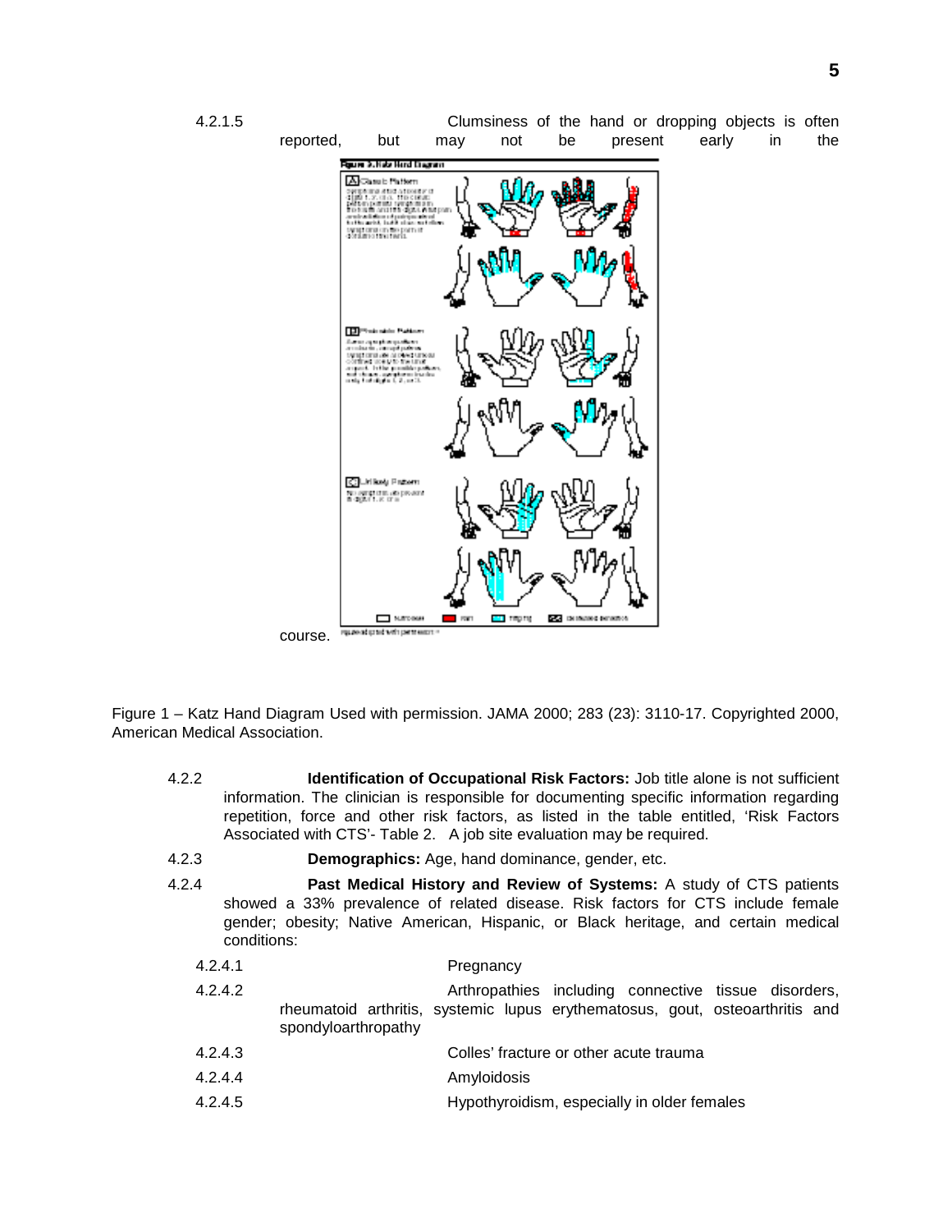4.2.1.5 Clumsiness of the hand or dropping objects is often reported, but may not be present early in the course.

Figure 1 – Katz Hand Diagram Used with permission. JAMA 2000; 283 (23): 3110-17. Copyrighted 2000, American Medical Association.

4.2.2 **Identification of Occupational Risk Factors:** Job title alone is not sufficient information. The clinician is responsible for documenting specific information regarding repetition, force and other risk factors, as listed in the table entitled, 'Risk Factors Associated with CTS'- Table 2. A job site evaluation may be required.

4.2.3 **Demographics:** Age, hand dominance, gender, etc.

4.2.4 **Past Medical History and Review of Systems:** A study of CTS patients showed a 33% prevalence of related disease. Risk factors for CTS include female gender; obesity; Native American, Hispanic, or Black heritage, and certain medical conditions:

4.2.4.1 Pregnancy

4.2.4.2 Arthropathies including connective tissue disorders, rheumatoid arthritis, systemic lupus erythematosus, gout, osteoarthritis and spondyloarthropathy

4.2.4.3 Colles' fracture or other acute trauma

4.2.4.4 Amyloidosis

4.2.4.5 Hypothyroidism, especially in older females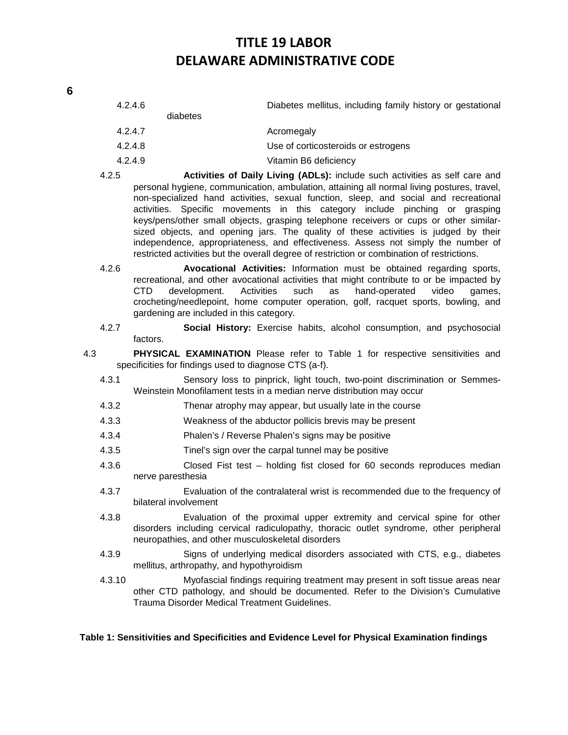4.2.4.6 Diabetes mellitus, including family history or gestational diabetes

4.2.4.7 Acromegaly

4.2.4.8 Use of corticosteroids or estrogens

4.2.4.9 Vitamin B6 deficiency

4.2.5 **Activities of Daily Living (ADLs):** include such activities as self care and personal hygiene, communication, ambulation, attaining all normal living postures, travel, non-specialized hand activities, sexual function, sleep, and social and recreational activities. Specific movements in this category include pinching or grasping keys/pens/other small objects, grasping telephone receivers or cups or other similar-sized objects, and opening jars. The quality of these activities is judged by their independence, appropriateness, and effectiveness. Assess not simply the number of restricted activities but the overall degree of restriction or combination of restrictions.

4.2.6 **Avocational Activities:** Information must be obtained regarding sports, recreational, and other avocational activities that might contribute to or be impacted by CTD development. Activities such as hand-operated video games, crocheting/needlepoint, home computer operation, golf, racquet sports, bowling, and gardening are included in this category.

4.2.7 **Social History:** Exercise habits, alcohol consumption, and psychosocial factors.

4.3 **PHYSICAL EXAMINATION** Please refer to Table 1 for respective sensitivities and specificities for findings used to diagnose CTS (a-f).

4.3.1 Sensory loss to pinprick, light touch, two-point discrimination or Semmes-Weinstein Monofilament tests in a median nerve distribution may occur

4.3.2 Thenar atrophy may appear, but usually late in the course

4.3.3 Weakness of the abductor pollicis brevis may be present

4.3.4 Phalen's / Reverse Phalen's signs may be positive

4.3.5 Tinel's sign over the carpal tunnel may be positive

4.3.6 Closed Fist test – holding fist closed for 60 seconds reproduces median nerve paresthesia

4.3.7 Evaluation of the contralateral wrist is recommended due to the frequency of bilateral involvement

4.3.8 Evaluation of the proximal upper extremity and cervical spine for other disorders including cervical radiculopathy, thoracic outlet syndrome, other peripheral neuropathies, and other musculoskeletal disorders

4.3.9 Signs of underlying medical disorders associated with CTS, e.g., diabetes mellitus, arthropathy, and hypothyroidism

4.3.10 Myofascial findings requiring treatment may present in soft tissue areas near other CTD pathology, and should be documented. Refer to the Division's Cumulative Trauma Disorder Medical Treatment Guidelines.

**Table 1: Sensitivities and Specificities and Evidence Level for Physical Examination findings**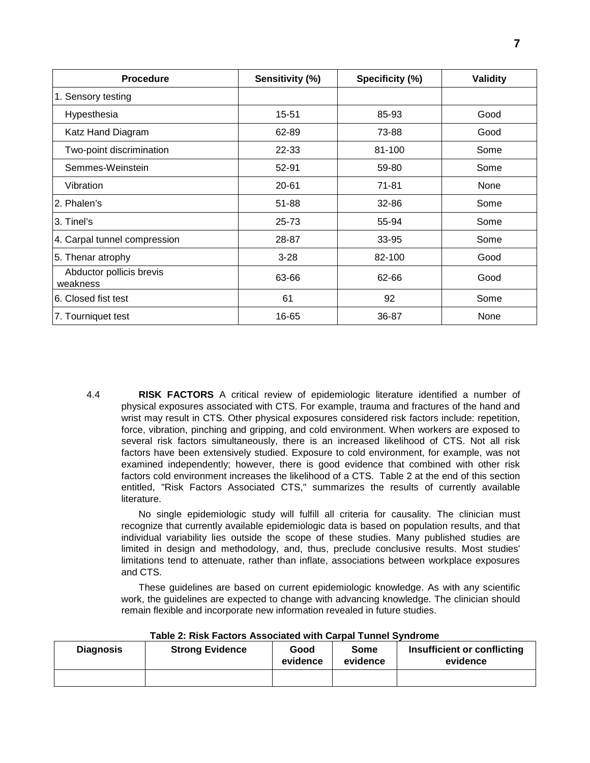| Procedure | Sensitivity (%) | Specificity (%) | Validity |
|---|---|---|---|
| 1. Sensory testing | | | |
| Hypesthesia | 15-51 | 85-93 | Good |
| Katz Hand Diagram | 62-89 | 73-88 | Good |
| Two-point discrimination | 22-33 | 81-100 | Some |
| Semmes-Weinstein | 52-91 | 59-80 | Some |
| Vibration | 20-61 | 71-81 | None |
| 2. Phalen's | 51-88 | 32-86 | Some |
| 3. Tinel's | 25-73 | 55-94 | Some |
| 4. Carpal tunnel compression | 28-87 | 33-95 | Some |
| 5. Thenar atrophy | 3-28 | 82-100 | Good |
| Abductor pollicis brevis weakness | 63-66 | 62-66 | Good |
| 6. Closed fist test | 61 | 92 | Some |
| 7. Tourniquet test | 16-65 | 36-87 | None |

4.4 **RISK FACTORS** A critical review of epidemiologic literature identified a number of physical exposures associated with CTS. For example, trauma and fractures of the hand and wrist may result in CTS. Other physical exposures considered risk factors include: repetition, force, vibration, pinching and gripping, and cold environment. When workers are exposed to several risk factors simultaneously, there is an increased likelihood of CTS. Not all risk factors have been extensively studied. Exposure to cold environment, for example, was not examined independently; however, there is good evidence that combined with other risk factors cold environment increases the likelihood of a CTS. Table 2 at the end of this section entitled, "Risk Factors Associated CTS," summarizes the results of currently available literature.

No single epidemiologic study will fulfill all criteria for causality. The clinician must recognize that currently available epidemiologic data is based on population results, and that individual variability lies outside the scope of these studies. Many published studies are limited in design and methodology, and, thus, preclude conclusive results. Most studies' limitations tend to attenuate, rather than inflate, associations between workplace exposures and CTS.

These guidelines are based on current epidemiologic knowledge. As with any scientific work, the guidelines are expected to change with advancing knowledge. The clinician should remain flexible and incorporate new information revealed in future studies.

**Table 2: Risk Factors Associated with Carpal Tunnel Syndrome**

| Diagnosis | Strong Evidence | Good evidence | Some evidence | Insufficient or conflicting evidence |
|---|---|---|---|---|
| | | | | |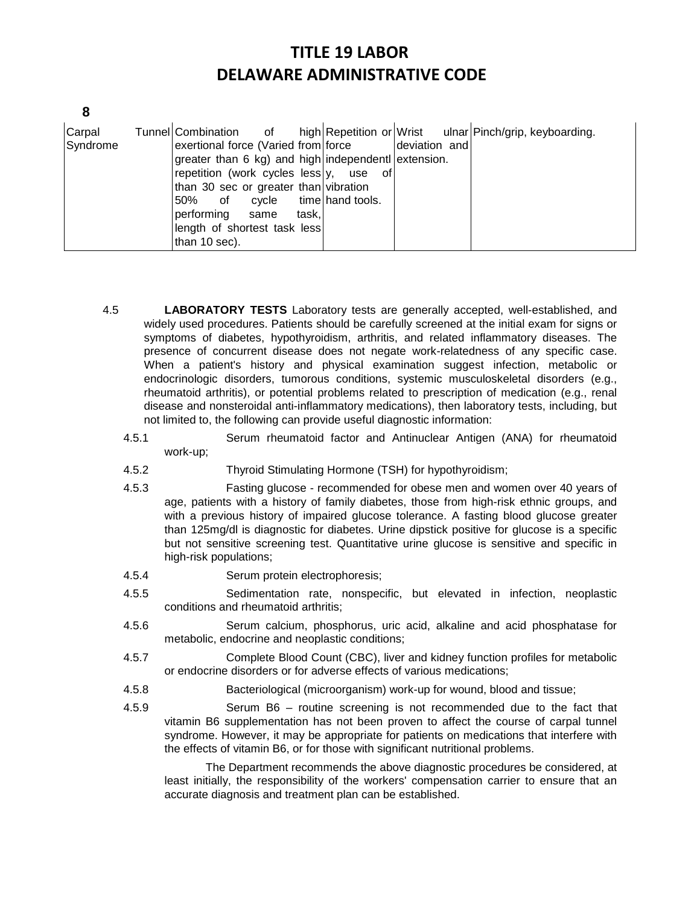| Carpal Tunnel Syndrome | Combination of high exertional force (Varied from greater than 6 kg) and high repetition (work cycles less than 30 sec or greater than 50% of cycle time performing same task, length of shortest task less than 10 sec). | Repetition or force independently, use of vibration hand tools. | Wrist ulnar deviation and extension. | Pinch/grip, keyboarding. |
|---|---|---|---|---|

4.5 **LABORATORY TESTS** Laboratory tests are generally accepted, well-established, and widely used procedures. Patients should be carefully screened at the initial exam for signs or symptoms of diabetes, hypothyroidism, arthritis, and related inflammatory diseases. The presence of concurrent disease does not negate work-relatedness of any specific case. When a patient's history and physical examination suggest infection, metabolic or endocrinologic disorders, tumorous conditions, systemic musculoskeletal disorders (e.g., rheumatoid arthritis), or potential problems related to prescription of medication (e.g., renal disease and nonsteroidal anti-inflammatory medications), then laboratory tests, including, but not limited to, the following can provide useful diagnostic information:

4.5.1 Serum rheumatoid factor and Antinuclear Antigen (ANA) for rheumatoid work-up;

4.5.2 Thyroid Stimulating Hormone (TSH) for hypothyroidism;

4.5.3 Fasting glucose - recommended for obese men and women over 40 years of age, patients with a history of family diabetes, those from high-risk ethnic groups, and with a previous history of impaired glucose tolerance. A fasting blood glucose greater than 125mg/dl is diagnostic for diabetes. Urine dipstick positive for glucose is a specific but not sensitive screening test. Quantitative urine glucose is sensitive and specific in high-risk populations;

4.5.4 Serum protein electrophoresis;

4.5.5 Sedimentation rate, nonspecific, but elevated in infection, neoplastic conditions and rheumatoid arthritis;

4.5.6 Serum calcium, phosphorus, uric acid, alkaline and acid phosphatase for metabolic, endocrine and neoplastic conditions;

4.5.7 Complete Blood Count (CBC), liver and kidney function profiles for metabolic or endocrine disorders or for adverse effects of various medications;

4.5.8 Bacteriological (microorganism) work-up for wound, blood and tissue;

4.5.9 Serum B6 – routine screening is not recommended due to the fact that vitamin B6 supplementation has not been proven to affect the course of carpal tunnel syndrome. However, it may be appropriate for patients on medications that interfere with the effects of vitamin B6, or for those with significant nutritional problems.

The Department recommends the above diagnostic procedures be considered, at least initially, the responsibility of the workers' compensation carrier to ensure that an accurate diagnosis and treatment plan can be established.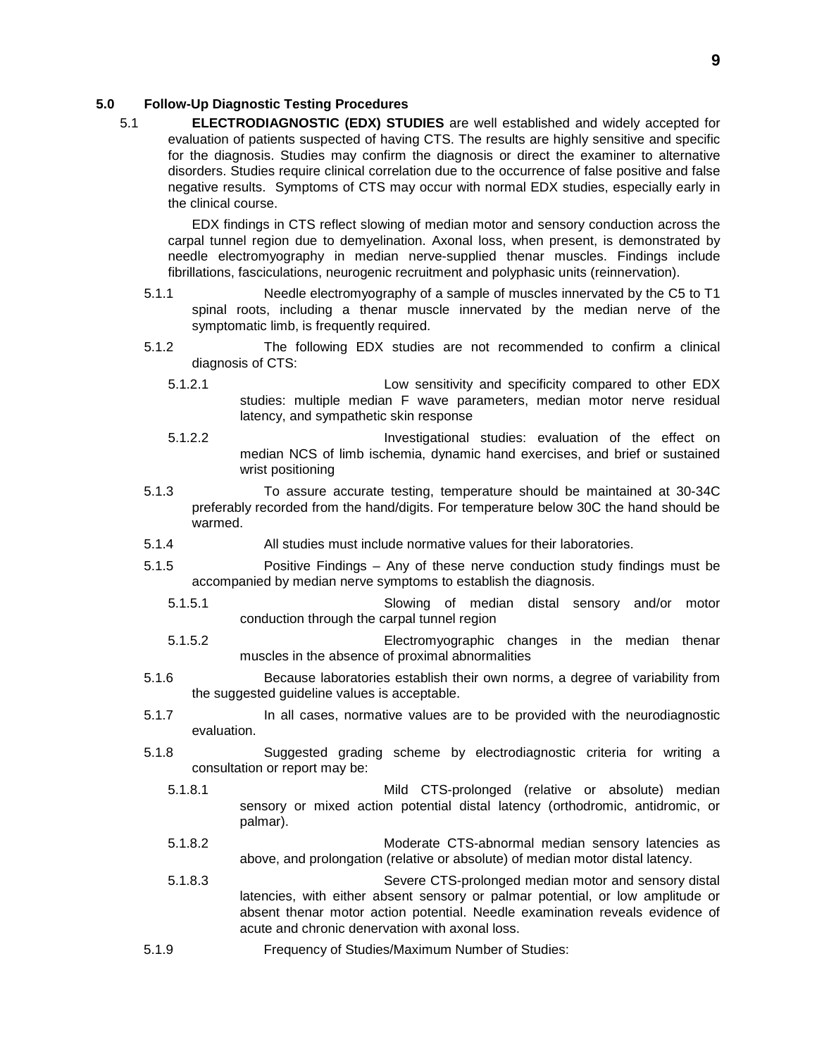## 5.0 Follow-Up Diagnostic Testing Procedures

5.1 **ELECTRODIAGNOSTIC (EDX) STUDIES** are well established and widely accepted for evaluation of patients suspected of having CTS. The results are highly sensitive and specific for the diagnosis. Studies may confirm the diagnosis or direct the examiner to alternative disorders. Studies require clinical correlation due to the occurrence of false positive and false negative results. Symptoms of CTS may occur with normal EDX studies, especially early in the clinical course.

EDX findings in CTS reflect slowing of median motor and sensory conduction across the carpal tunnel region due to demyelination. Axonal loss, when present, is demonstrated by needle electromyography in median nerve-supplied thenar muscles. Findings include fibrillations, fasciculations, neurogenic recruitment and polyphasic units (reinnervation).

5.1.1 Needle electromyography of a sample of muscles innervated by the C5 to T1 spinal roots, including a thenar muscle innervated by the median nerve of the symptomatic limb, is frequently required.

5.1.2 The following EDX studies are not recommended to confirm a clinical diagnosis of CTS:

5.1.2.1 Low sensitivity and specificity compared to other EDX studies: multiple median F wave parameters, median motor nerve residual latency, and sympathetic skin response

5.1.2.2 Investigational studies: evaluation of the effect on median NCS of limb ischemia, dynamic hand exercises, and brief or sustained wrist positioning

5.1.3 To assure accurate testing, temperature should be maintained at 30-34C preferably recorded from the hand/digits. For temperature below 30C the hand should be warmed.

5.1.4 All studies must include normative values for their laboratories.

5.1.5 Positive Findings – Any of these nerve conduction study findings must be accompanied by median nerve symptoms to establish the diagnosis.

5.1.5.1 Slowing of median distal sensory and/or motor conduction through the carpal tunnel region

5.1.5.2 Electromyographic changes in the median thenar muscles in the absence of proximal abnormalities

5.1.6 Because laboratories establish their own norms, a degree of variability from the suggested guideline values is acceptable.

5.1.7 In all cases, normative values are to be provided with the neurodiagnostic evaluation.

5.1.8 Suggested grading scheme by electrodiagnostic criteria for writing a consultation or report may be:

5.1.8.1 Mild CTS-prolonged (relative or absolute) median sensory or mixed action potential distal latency (orthodromic, antidromic, or palmar).

5.1.8.2 Moderate CTS-abnormal median sensory latencies as above, and prolongation (relative or absolute) of median motor distal latency.

5.1.8.3 Severe CTS-prolonged median motor and sensory distal latencies, with either absent sensory or palmar potential, or low amplitude or absent thenar motor action potential. Needle examination reveals evidence of acute and chronic denervation with axonal loss.

5.1.9 Frequency of Studies/Maximum Number of Studies: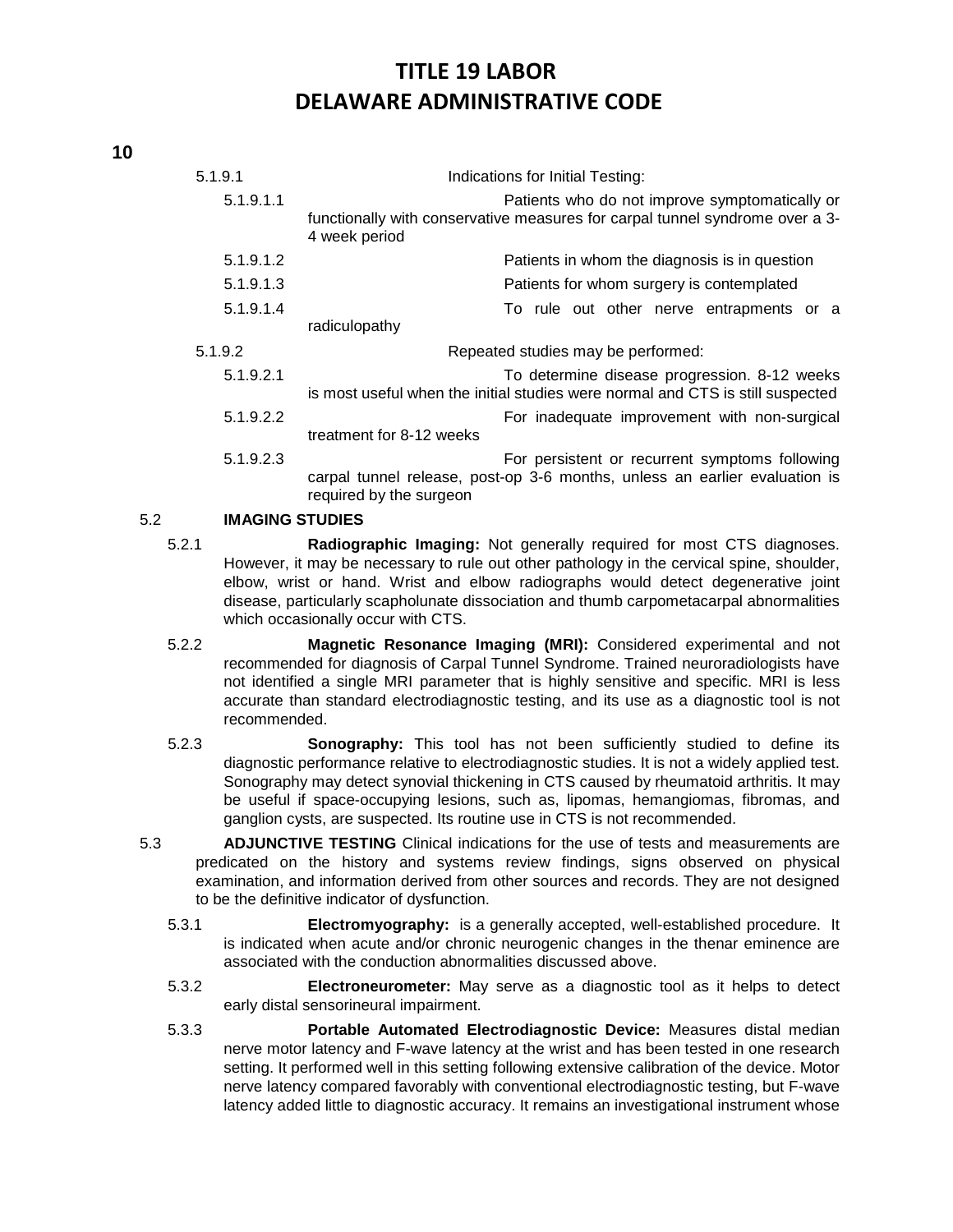5.1.9.1 Indications for Initial Testing:

5.1.9.1.1 Patients who do not improve symptomatically or functionally with conservative measures for carpal tunnel syndrome over a 3-4 week period

5.1.9.1.2 Patients in whom the diagnosis is in question

5.1.9.1.3 Patients for whom surgery is contemplated

5.1.9.1.4 To rule out other nerve entrapments or a radiculopathy

5.1.9.2 Repeated studies may be performed:

5.1.9.2.1 To determine disease progression. 8-12 weeks is most useful when the initial studies were normal and CTS is still suspected

5.1.9.2.2 For inadequate improvement with non-surgical treatment for 8-12 weeks

5.1.9.2.3 For persistent or recurrent symptoms following carpal tunnel release, post-op 3-6 months, unless an earlier evaluation is required by the surgeon

5.2 **IMAGING STUDIES**

5.2.1 **Radiographic Imaging:** Not generally required for most CTS diagnoses. However, it may be necessary to rule out other pathology in the cervical spine, shoulder, elbow, wrist or hand. Wrist and elbow radiographs would detect degenerative joint disease, particularly scapholunate dissociation and thumb carpometacarpal abnormalities which occasionally occur with CTS.

5.2.2 **Magnetic Resonance Imaging (MRI):** Considered experimental and not recommended for diagnosis of Carpal Tunnel Syndrome. Trained neuroradiologists have not identified a single MRI parameter that is highly sensitive and specific. MRI is less accurate than standard electrodiagnostic testing, and its use as a diagnostic tool is not recommended.

5.2.3 **Sonography:** This tool has not been sufficiently studied to define its diagnostic performance relative to electrodiagnostic studies. It is not a widely applied test. Sonography may detect synovial thickening in CTS caused by rheumatoid arthritis. It may be useful if space-occupying lesions, such as, lipomas, hemangiomas, fibromas, and ganglion cysts, are suspected. Its routine use in CTS is not recommended.

5.3 **ADJUNCTIVE TESTING** Clinical indications for the use of tests and measurements are predicated on the history and systems review findings, signs observed on physical examination, and information derived from other sources and records. They are not designed to be the definitive indicator of dysfunction.

5.3.1 **Electromyography:** is a generally accepted, well-established procedure. It is indicated when acute and/or chronic neurogenic changes in the thenar eminence are associated with the conduction abnormalities discussed above.

5.3.2 **Electroneurometer:** May serve as a diagnostic tool as it helps to detect early distal sensorineural impairment.

5.3.3 **Portable Automated Electrodiagnostic Device:** Measures distal median nerve motor latency and F-wave latency at the wrist and has been tested in one research setting. It performed well in this setting following extensive calibration of the device. Motor nerve latency compared favorably with conventional electrodiagnostic testing, but F-wave latency added little to diagnostic accuracy. It remains an investigational instrument whose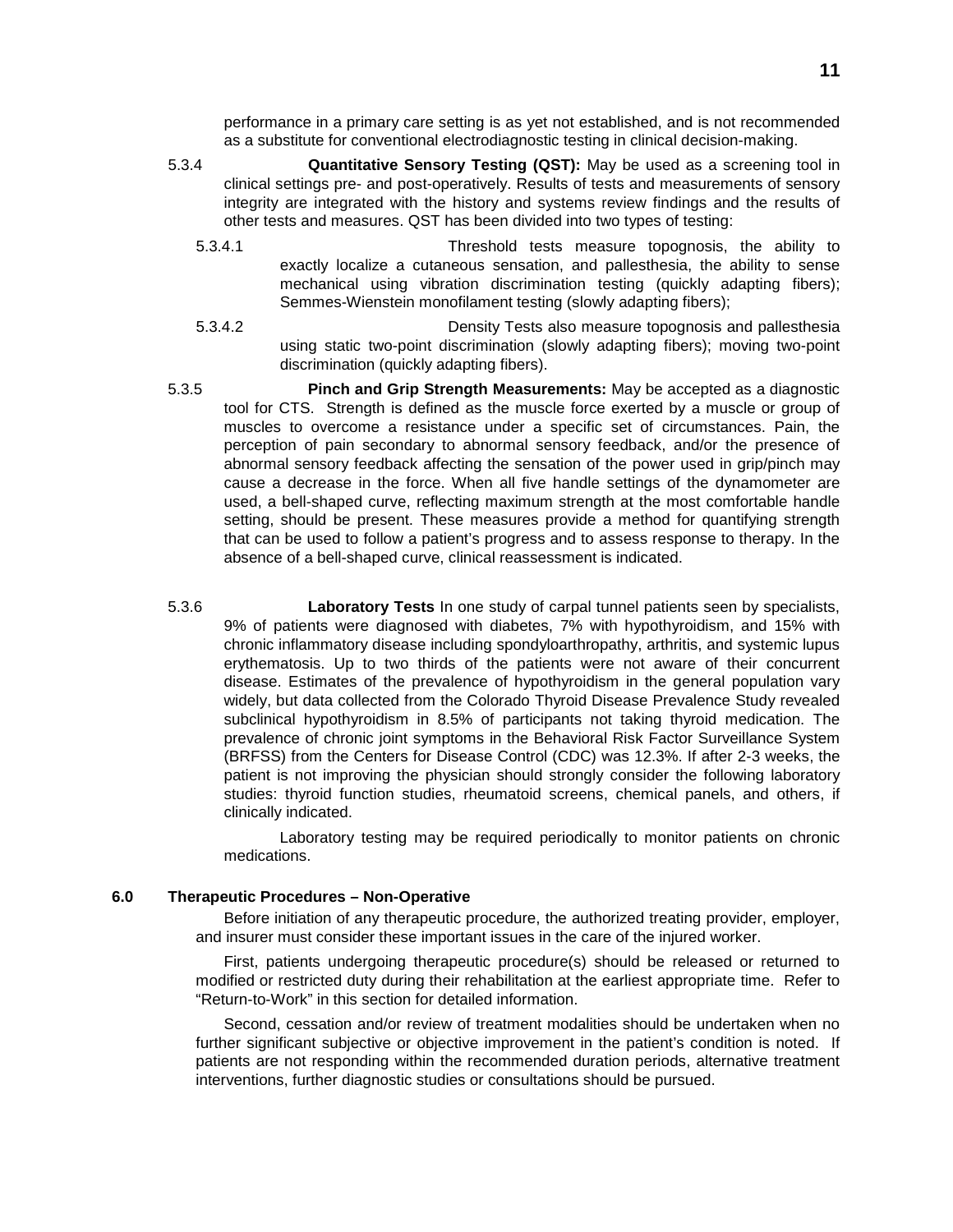performance in a primary care setting is as yet not established, and is not recommended as a substitute for conventional electrodiagnostic testing in clinical decision-making.

5.3.4 **Quantitative Sensory Testing (QST):** May be used as a screening tool in clinical settings pre- and post-operatively. Results of tests and measurements of sensory integrity are integrated with the history and systems review findings and the results of other tests and measures. QST has been divided into two types of testing:

5.3.4.1 Threshold tests measure topognosis, the ability to exactly localize a cutaneous sensation, and pallesthesia, the ability to sense mechanical using vibration discrimination testing (quickly adapting fibers); Semmes-Wienstein monofilament testing (slowly adapting fibers);

5.3.4.2 Density Tests also measure topognosis and pallesthesia using static two-point discrimination (slowly adapting fibers); moving two-point discrimination (quickly adapting fibers).

5.3.5 **Pinch and Grip Strength Measurements:** May be accepted as a diagnostic tool for CTS. Strength is defined as the muscle force exerted by a muscle or group of muscles to overcome a resistance under a specific set of circumstances. Pain, the perception of pain secondary to abnormal sensory feedback, and/or the presence of abnormal sensory feedback affecting the sensation of the power used in grip/pinch may cause a decrease in the force. When all five handle settings of the dynamometer are used, a bell-shaped curve, reflecting maximum strength at the most comfortable handle setting, should be present. These measures provide a method for quantifying strength that can be used to follow a patient's progress and to assess response to therapy. In the absence of a bell-shaped curve, clinical reassessment is indicated.

5.3.6 **Laboratory Tests** In one study of carpal tunnel patients seen by specialists, 9% of patients were diagnosed with diabetes, 7% with hypothyroidism, and 15% with chronic inflammatory disease including spondyloarthropathy, arthritis, and systemic lupus erythematosis. Up to two thirds of the patients were not aware of their concurrent disease. Estimates of the prevalence of hypothyroidism in the general population vary widely, but data collected from the Colorado Thyroid Disease Prevalence Study revealed subclinical hypothyroidism in 8.5% of participants not taking thyroid medication. The prevalence of chronic joint symptoms in the Behavioral Risk Factor Surveillance System (BRFSS) from the Centers for Disease Control (CDC) was 12.3%. If after 2-3 weeks, the patient is not improving the physician should strongly consider the following laboratory studies: thyroid function studies, rheumatoid screens, chemical panels, and others, if clinically indicated.

Laboratory testing may be required periodically to monitor patients on chronic medications.

## 6.0 Therapeutic Procedures – Non-Operative

Before initiation of any therapeutic procedure, the authorized treating provider, employer, and insurer must consider these important issues in the care of the injured worker.

First, patients undergoing therapeutic procedure(s) should be released or returned to modified or restricted duty during their rehabilitation at the earliest appropriate time. Refer to "Return-to-Work" in this section for detailed information.

Second, cessation and/or review of treatment modalities should be undertaken when no further significant subjective or objective improvement in the patient's condition is noted. If patients are not responding within the recommended duration periods, alternative treatment interventions, further diagnostic studies or consultations should be pursued.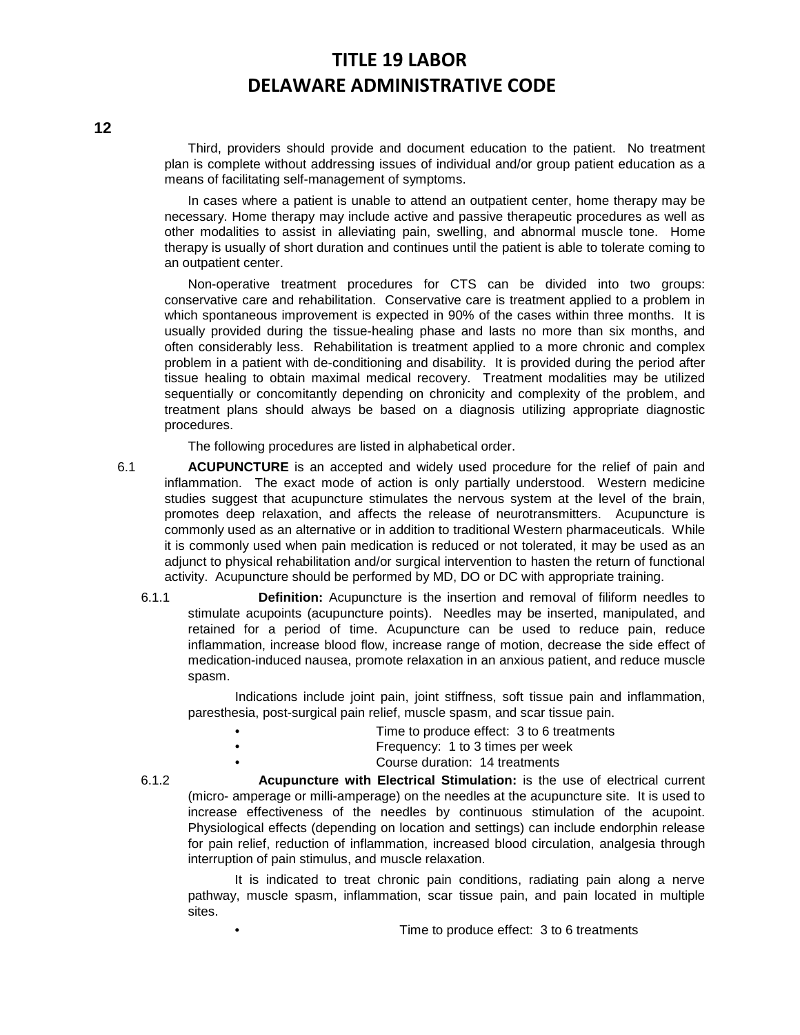Third, providers should provide and document education to the patient. No treatment plan is complete without addressing issues of individual and/or group patient education as a means of facilitating self-management of symptoms.

In cases where a patient is unable to attend an outpatient center, home therapy may be necessary. Home therapy may include active and passive therapeutic procedures as well as other modalities to assist in alleviating pain, swelling, and abnormal muscle tone. Home therapy is usually of short duration and continues until the patient is able to tolerate coming to an outpatient center.

Non-operative treatment procedures for CTS can be divided into two groups: conservative care and rehabilitation. Conservative care is treatment applied to a problem in which spontaneous improvement is expected in 90% of the cases within three months. It is usually provided during the tissue-healing phase and lasts no more than six months, and often considerably less. Rehabilitation is treatment applied to a more chronic and complex problem in a patient with de-conditioning and disability. It is provided during the period after tissue healing to obtain maximal medical recovery. Treatment modalities may be utilized sequentially or concomitantly depending on chronicity and complexity of the problem, and treatment plans should always be based on a diagnosis utilizing appropriate diagnostic procedures.

The following procedures are listed in alphabetical order.

6.1 **ACUPUNCTURE** is an accepted and widely used procedure for the relief of pain and inflammation. The exact mode of action is only partially understood. Western medicine studies suggest that acupuncture stimulates the nervous system at the level of the brain, promotes deep relaxation, and affects the release of neurotransmitters. Acupuncture is commonly used as an alternative or in addition to traditional Western pharmaceuticals. While it is commonly used when pain medication is reduced or not tolerated, it may be used as an adjunct to physical rehabilitation and/or surgical intervention to hasten the return of functional activity. Acupuncture should be performed by MD, DO or DC with appropriate training.

6.1.1 **Definition:** Acupuncture is the insertion and removal of filiform needles to stimulate acupoints (acupuncture points). Needles may be inserted, manipulated, and retained for a period of time. Acupuncture can be used to reduce pain, reduce inflammation, increase blood flow, increase range of motion, decrease the side effect of medication-induced nausea, promote relaxation in an anxious patient, and reduce muscle spasm.

Indications include joint pain, joint stiffness, soft tissue pain and inflammation, paresthesia, post-surgical pain relief, muscle spasm, and scar tissue pain.

- Time to produce effect: 3 to 6 treatments
- Frequency: 1 to 3 times per week
- Course duration: 14 treatments

6.1.2 **Acupuncture with Electrical Stimulation:** is the use of electrical current (micro- amperage or milli-amperage) on the needles at the acupuncture site. It is used to increase effectiveness of the needles by continuous stimulation of the acupoint. Physiological effects (depending on location and settings) can include endorphin release for pain relief, reduction of inflammation, increased blood circulation, analgesia through interruption of pain stimulus, and muscle relaxation.

It is indicated to treat chronic pain conditions, radiating pain along a nerve pathway, muscle spasm, inflammation, scar tissue pain, and pain located in multiple sites.

- Time to produce effect: 3 to 6 treatments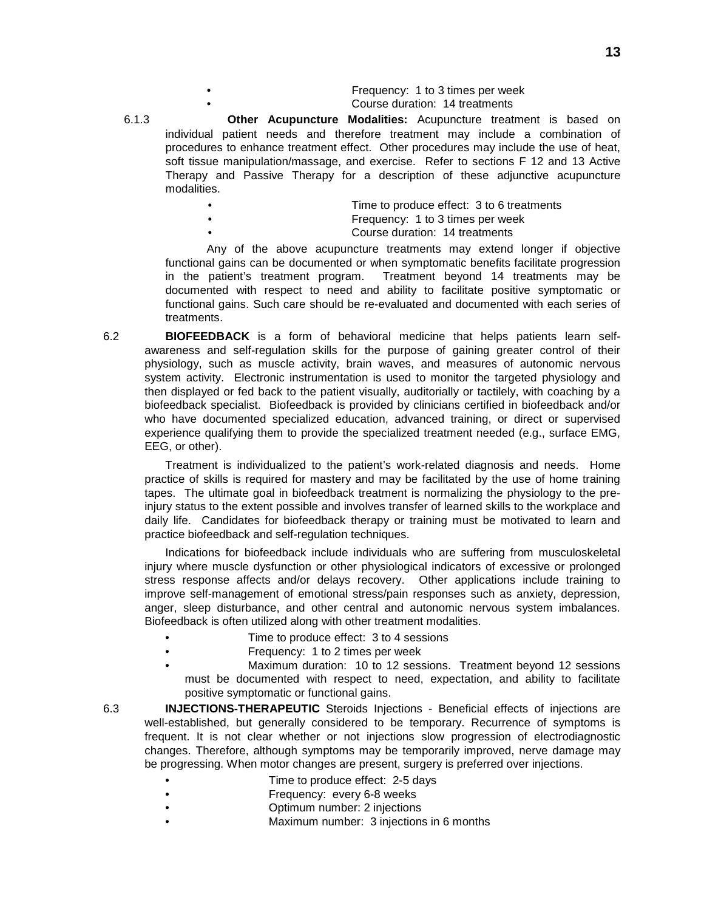- Frequency: 1 to 3 times per week
- Course duration: 14 treatments

6.1.3 **Other Acupuncture Modalities:** Acupuncture treatment is based on individual patient needs and therefore treatment may include a combination of procedures to enhance treatment effect. Other procedures may include the use of heat, soft tissue manipulation/massage, and exercise. Refer to sections F 12 and 13 Active Therapy and Passive Therapy for a description of these adjunctive acupuncture modalities.

- Time to produce effect: 3 to 6 treatments
- Frequency: 1 to 3 times per week
- Course duration: 14 treatments

Any of the above acupuncture treatments may extend longer if objective functional gains can be documented or when symptomatic benefits facilitate progression in the patient's treatment program. Treatment beyond 14 treatments may be documented with respect to need and ability to facilitate positive symptomatic or functional gains. Such care should be re-evaluated and documented with each series of treatments.

6.2 **BIOFEEDBACK** is a form of behavioral medicine that helps patients learn self-awareness and self-regulation skills for the purpose of gaining greater control of their physiology, such as muscle activity, brain waves, and measures of autonomic nervous system activity. Electronic instrumentation is used to monitor the targeted physiology and then displayed or fed back to the patient visually, auditorily or tactilely, with coaching by a biofeedback specialist. Biofeedback is provided by clinicians certified in biofeedback and/or who have documented specialized education, advanced training, or direct or supervised experience qualifying them to provide the specialized treatment needed (e.g., surface EMG, EEG, or other).

Treatment is individualized to the patient's work-related diagnosis and needs. Home practice of skills is required for mastery and may be facilitated by the use of home training tapes. The ultimate goal in biofeedback treatment is normalizing the physiology to the pre-injury status to the extent possible and involves transfer of learned skills to the workplace and daily life. Candidates for biofeedback therapy or training must be motivated to learn and practice biofeedback and self-regulation techniques.

Indications for biofeedback include individuals who are suffering from musculoskeletal injury where muscle dysfunction or other physiological indicators of excessive or prolonged stress response affects and/or delays recovery. Other applications include training to improve self-management of emotional stress/pain responses such as anxiety, depression, anger, sleep disturbance, and other central and autonomic nervous system imbalances. Biofeedback is often utilized along with other treatment modalities.

- Time to produce effect: 3 to 4 sessions
- Frequency: 1 to 2 times per week
- Maximum duration: 10 to 12 sessions. Treatment beyond 12 sessions must be documented with respect to need, expectation, and ability to facilitate positive symptomatic or functional gains.

6.3 **INJECTIONS-THERAPEUTIC** Steroids Injections - Beneficial effects of injections are well-established, but generally considered to be temporary. Recurrence of symptoms is frequent. It is not clear whether or not injections slow progression of electrodiagnostic changes. Therefore, although symptoms may be temporarily improved, nerve damage may be progressing. When motor changes are present, surgery is preferred over injections.

- Time to produce effect: 2-5 days
- Frequency: every 6-8 weeks
- Optimum number: 2 injections
- Maximum number: 3 injections in 6 months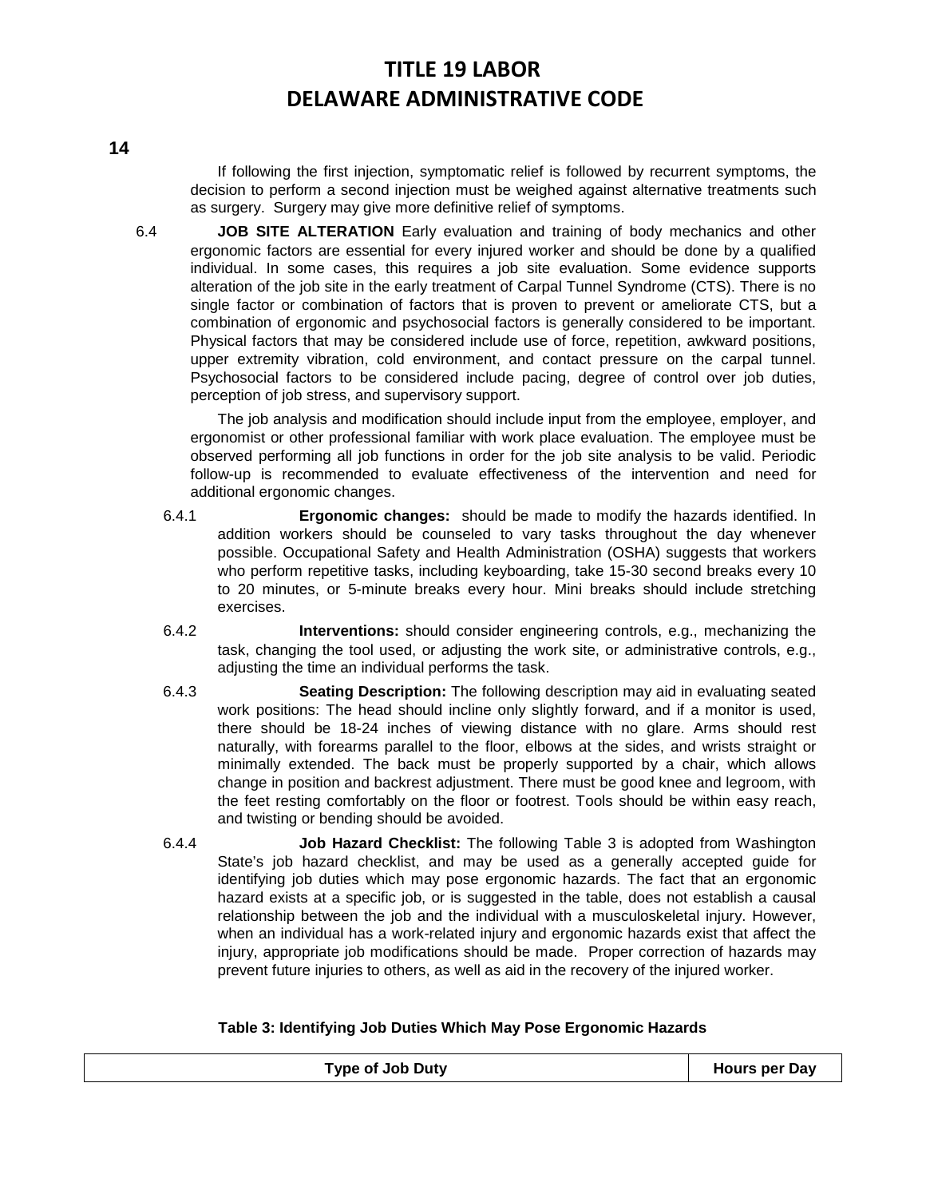If following the first injection, symptomatic relief is followed by recurrent symptoms, the decision to perform a second injection must be weighed against alternative treatments such as surgery. Surgery may give more definitive relief of symptoms.

6.4 **JOB SITE ALTERATION** Early evaluation and training of body mechanics and other ergonomic factors are essential for every injured worker and should be done by a qualified individual. In some cases, this requires a job site evaluation. Some evidence supports alteration of the job site in the early treatment of Carpal Tunnel Syndrome (CTS). There is no single factor or combination of factors that is proven to prevent or ameliorate CTS, but a combination of ergonomic and psychosocial factors is generally considered to be important. Physical factors that may be considered include use of force, repetition, awkward positions, upper extremity vibration, cold environment, and contact pressure on the carpal tunnel. Psychosocial factors to be considered include pacing, degree of control over job duties, perception of job stress, and supervisory support.

The job analysis and modification should include input from the employee, employer, and ergonomist or other professional familiar with work place evaluation. The employee must be observed performing all job functions in order for the job site analysis to be valid. Periodic follow-up is recommended to evaluate effectiveness of the intervention and need for additional ergonomic changes.

6.4.1 **Ergonomic changes:** should be made to modify the hazards identified. In addition workers should be counseled to vary tasks throughout the day whenever possible. Occupational Safety and Health Administration (OSHA) suggests that workers who perform repetitive tasks, including keyboarding, take 15-30 second breaks every 10 to 20 minutes, or 5-minute breaks every hour. Mini breaks should include stretching exercises.

6.4.2 **Interventions:** should consider engineering controls, e.g., mechanizing the task, changing the tool used, or adjusting the work site, or administrative controls, e.g., adjusting the time an individual performs the task.

6.4.3 **Seating Description:** The following description may aid in evaluating seated work positions: The head should incline only slightly forward, and if a monitor is used, there should be 18-24 inches of viewing distance with no glare. Arms should rest naturally, with forearms parallel to the floor, elbows at the sides, and wrists straight or minimally extended. The back must be properly supported by a chair, which allows change in position and backrest adjustment. There must be good knee and legroom, with the feet resting comfortably on the floor or footrest. Tools should be within easy reach, and twisting or bending should be avoided.

6.4.4 **Job Hazard Checklist:** The following Table 3 is adopted from Washington State's job hazard checklist, and may be used as a generally accepted guide for identifying job duties which may pose ergonomic hazards. The fact that an ergonomic hazard exists at a specific job, or is suggested in the table, does not establish a causal relationship between the job and the individual with a musculoskeletal injury. However, when an individual has a work-related injury and ergonomic hazards exist that affect the injury, appropriate job modifications should be made. Proper correction of hazards may prevent future injuries to others, as well as aid in the recovery of the injured worker.

**Table 3: Identifying Job Duties Which May Pose Ergonomic Hazards**

| Type of Job Duty | Hours per Day |
| --- | --- |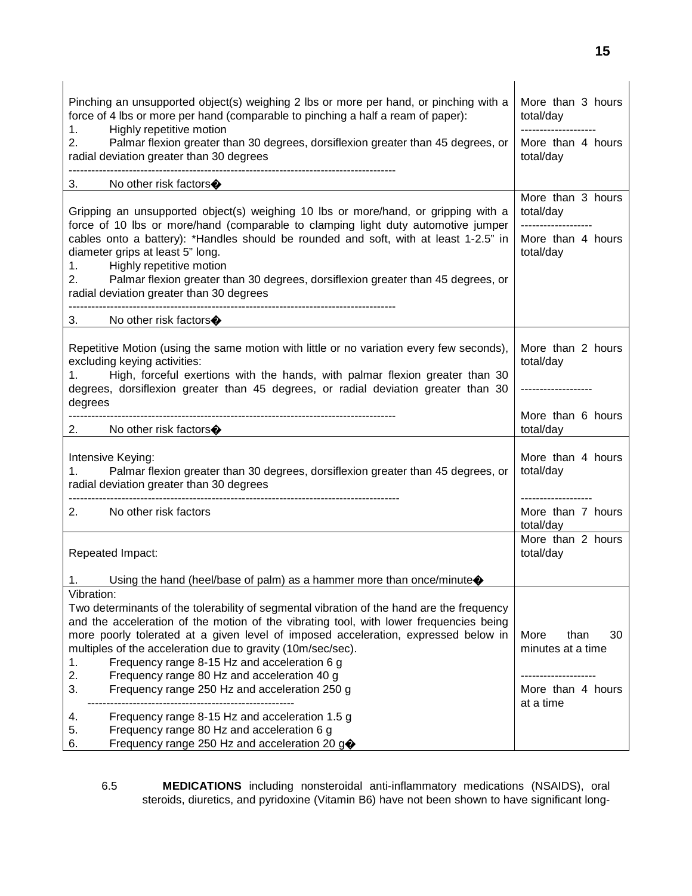| | |
|---|---|
| Pinching an unsupported object(s) weighing 2 lbs or more per hand, or pinching with a force of 4 lbs or more per hand (comparable to pinching a half a ream of paper):<br>1. Highly repetitive motion<br>2. Palmar flexion greater than 30 degrees, dorsiflexion greater than 45 degrees, or radial deviation greater than 30 degrees<br>--------------------------------------------------------------------------------------<br>3. No other risk factors� | More than 3 hours total/day<br>--------------------<br>More than 4 hours total/day |
| Gripping an unsupported object(s) weighing 10 lbs or more/hand, or gripping with a force of 10 lbs or more/hand (comparable to clamping light duty automotive jumper cables onto a battery): *Handles should be rounded and soft, with at least 1-2.5" in diameter grips at least 5" long.<br>1. Highly repetitive motion<br>2. Palmar flexion greater than 30 degrees, dorsiflexion greater than 45 degrees, or radial deviation greater than 30 degrees<br>--------------------------------------------------------------------------------------<br>3. No other risk factors� | More than 3 hours total/day<br>-------------------<br>More than 4 hours total/day |
| Repetitive Motion (using the same motion with little or no variation every few seconds), excluding keying activities:<br>1. High, forceful exertions with the hands, with palmar flexion greater than 30 degrees, dorsiflexion greater than 45 degrees, or radial deviation greater than 30 degrees<br>--------------------------------------------------------------------------------------<br>2. No other risk factors� | More than 2 hours total/day<br>-------------------<br>More than 6 hours total/day |
| Intensive Keying:<br>1. Palmar flexion greater than 30 degrees, dorsiflexion greater than 45 degrees, or radial deviation greater than 30 degrees<br>--------------------------------------------------------------------------------------<br>2. No other risk factors | More than 4 hours total/day<br>-------------------<br>More than 7 hours total/day |
| Repeated Impact:<br>1. Using the hand (heel/base of palm) as a hammer more than once/minute� | More than 2 hours total/day |
| Vibration:<br>Two determinants of the tolerability of segmental vibration of the hand are the frequency and the acceleration of the motion of the vibrating tool, with lower frequencies being more poorly tolerated at a given level of imposed acceleration, expressed below in multiples of the acceleration due to gravity (10m/sec/sec).<br>1. Frequency range 8-15 Hz and acceleration 6 g<br>2. Frequency range 80 Hz and acceleration 40 g<br>3. Frequency range 250 Hz and acceleration 250 g<br>------------------------------------------------------<br>4. Frequency range 8-15 Hz and acceleration 1.5 g<br>5. Frequency range 80 Hz and acceleration 6 g<br>6. Frequency range 250 Hz and acceleration 20 g� | More than 30 minutes at a time<br>--------------------<br>More than 4 hours at a time |

6.5 **MEDICATIONS** including nonsteroidal anti-inflammatory medications (NSAIDS), oral steroids, diuretics, and pyridoxine (Vitamin B6) have not been shown to have significant long-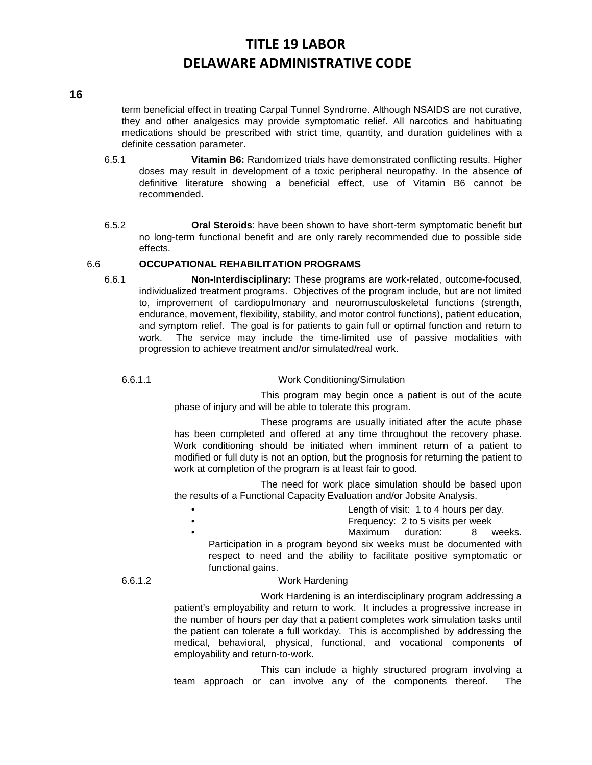term beneficial effect in treating Carpal Tunnel Syndrome. Although NSAIDS are not curative, they and other analgesics may provide symptomatic relief. All narcotics and habituating medications should be prescribed with strict time, quantity, and duration guidelines with a definite cessation parameter.

6.5.1 **Vitamin B6:** Randomized trials have demonstrated conflicting results. Higher doses may result in development of a toxic peripheral neuropathy. In the absence of definitive literature showing a beneficial effect, use of Vitamin B6 cannot be recommended.

6.5.2 **Oral Steroids**: have been shown to have short-term symptomatic benefit but no long-term functional benefit and are only rarely recommended due to possible side effects.

6.6 **OCCUPATIONAL REHABILITATION PROGRAMS**

6.6.1 **Non-Interdisciplinary:** These programs are work-related, outcome-focused, individualized treatment programs. Objectives of the program include, but are not limited to, improvement of cardiopulmonary and neuromusculoskeletal functions (strength, endurance, movement, flexibility, stability, and motor control functions), patient education, and symptom relief. The goal is for patients to gain full or optimal function and return to work. The service may include the time-limited use of passive modalities with progression to achieve treatment and/or simulated/real work.

6.6.1.1 Work Conditioning/Simulation

This program may begin once a patient is out of the acute phase of injury and will be able to tolerate this program.

These programs are usually initiated after the acute phase has been completed and offered at any time throughout the recovery phase. Work conditioning should be initiated when imminent return of a patient to modified or full duty is not an option, but the prognosis for returning the patient to work at completion of the program is at least fair to good.

The need for work place simulation should be based upon the results of a Functional Capacity Evaluation and/or Jobsite Analysis.

- Length of visit: 1 to 4 hours per day.
- Frequency: 2 to 5 visits per week
- Maximum duration: 8 weeks. Participation in a program beyond six weeks must be documented with respect to need and the ability to facilitate positive symptomatic or functional gains.

6.6.1.2 Work Hardening

Work Hardening is an interdisciplinary program addressing a patient's employability and return to work. It includes a progressive increase in the number of hours per day that a patient completes work simulation tasks until the patient can tolerate a full workday. This is accomplished by addressing the medical, behavioral, physical, functional, and vocational components of employability and return-to-work.

This can include a highly structured program involving a team approach or can involve any of the components thereof. The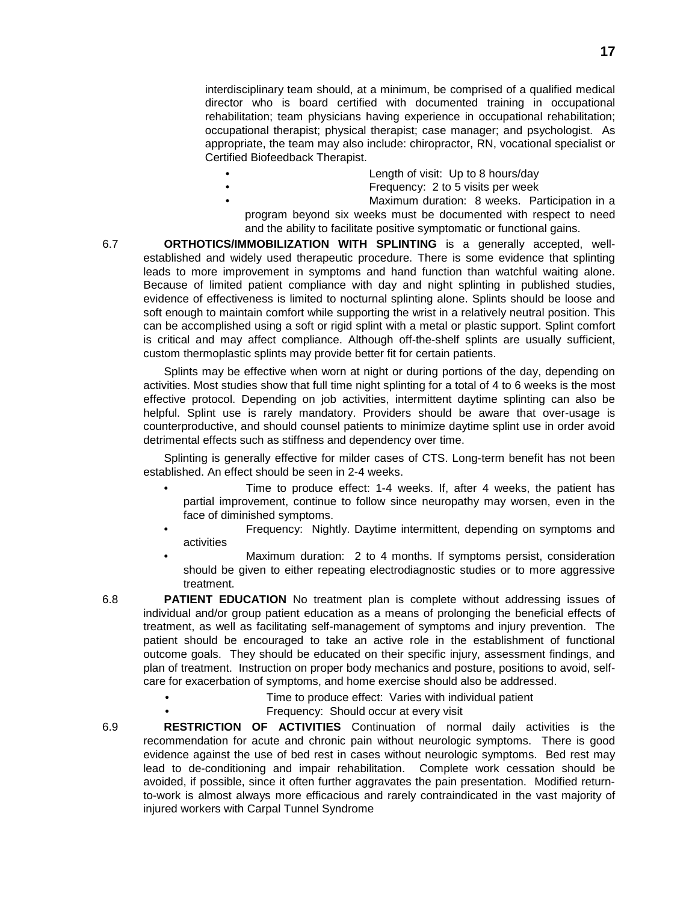interdisciplinary team should, at a minimum, be comprised of a qualified medical director who is board certified with documented training in occupational rehabilitation; team physicians having experience in occupational rehabilitation; occupational therapist; physical therapist; case manager; and psychologist. As appropriate, the team may also include: chiropractor, RN, vocational specialist or Certified Biofeedback Therapist.

- Length of visit: Up to 8 hours/day
- Frequency: 2 to 5 visits per week
- Maximum duration: 8 weeks. Participation in a program beyond six weeks must be documented with respect to need and the ability to facilitate positive symptomatic or functional gains.

6.7 **ORTHOTICS/IMMOBILIZATION WITH SPLINTING** is a generally accepted, well-established and widely used therapeutic procedure. There is some evidence that splinting leads to more improvement in symptoms and hand function than watchful waiting alone. Because of limited patient compliance with day and night splinting in published studies, evidence of effectiveness is limited to nocturnal splinting alone. Splints should be loose and soft enough to maintain comfort while supporting the wrist in a relatively neutral position. This can be accomplished using a soft or rigid splint with a metal or plastic support. Splint comfort is critical and may affect compliance. Although off-the-shelf splints are usually sufficient, custom thermoplastic splints may provide better fit for certain patients.

Splints may be effective when worn at night or during portions of the day, depending on activities. Most studies show that full time night splinting for a total of 4 to 6 weeks is the most effective protocol. Depending on job activities, intermittent daytime splinting can also be helpful. Splint use is rarely mandatory. Providers should be aware that over-usage is counterproductive, and should counsel patients to minimize daytime splint use in order avoid detrimental effects such as stiffness and dependency over time.

Splinting is generally effective for milder cases of CTS. Long-term benefit has not been established. An effect should be seen in 2-4 weeks.

- Time to produce effect: 1-4 weeks. If, after 4 weeks, the patient has partial improvement, continue to follow since neuropathy may worsen, even in the face of diminished symptoms.
- Frequency: Nightly. Daytime intermittent, depending on symptoms and activities
- Maximum duration: 2 to 4 months. If symptoms persist, consideration should be given to either repeating electrodiagnostic studies or to more aggressive treatment.

6.8 **PATIENT EDUCATION** No treatment plan is complete without addressing issues of individual and/or group patient education as a means of prolonging the beneficial effects of treatment, as well as facilitating self-management of symptoms and injury prevention. The patient should be encouraged to take an active role in the establishment of functional outcome goals. They should be educated on their specific injury, assessment findings, and plan of treatment. Instruction on proper body mechanics and posture, positions to avoid, self-care for exacerbation of symptoms, and home exercise should also be addressed.

- Time to produce effect: Varies with individual patient
- Frequency: Should occur at every visit

6.9 **RESTRICTION OF ACTIVITIES** Continuation of normal daily activities is the recommendation for acute and chronic pain without neurologic symptoms. There is good evidence against the use of bed rest in cases without neurologic symptoms. Bed rest may lead to de-conditioning and impair rehabilitation. Complete work cessation should be avoided, if possible, since it often further aggravates the pain presentation. Modified return-to-work is almost always more efficacious and rarely contraindicated in the vast majority of injured workers with Carpal Tunnel Syndrome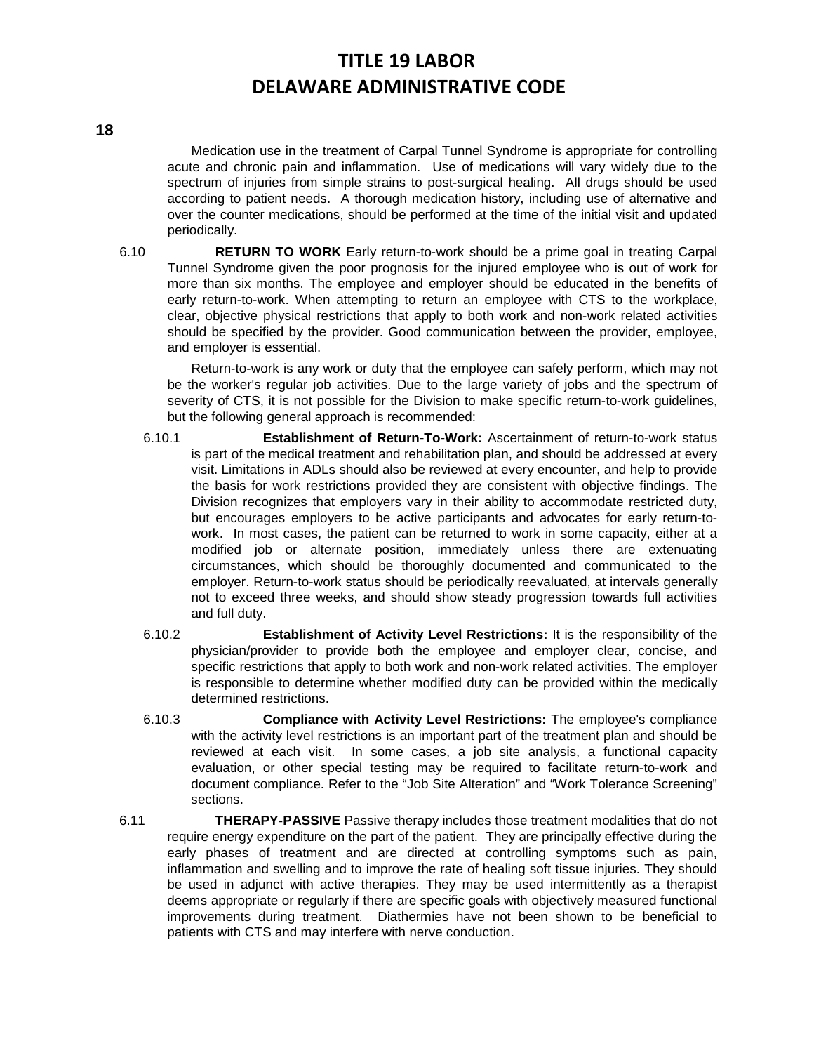Medication use in the treatment of Carpal Tunnel Syndrome is appropriate for controlling acute and chronic pain and inflammation. Use of medications will vary widely due to the spectrum of injuries from simple strains to post-surgical healing. All drugs should be used according to patient needs. A thorough medication history, including use of alternative and over the counter medications, should be performed at the time of the initial visit and updated periodically.

6.10 **RETURN TO WORK** Early return-to-work should be a prime goal in treating Carpal Tunnel Syndrome given the poor prognosis for the injured employee who is out of work for more than six months. The employee and employer should be educated in the benefits of early return-to-work. When attempting to return an employee with CTS to the workplace, clear, objective physical restrictions that apply to both work and non-work related activities should be specified by the provider. Good communication between the provider, employee, and employer is essential.

Return-to-work is any work or duty that the employee can safely perform, which may not be the worker's regular job activities. Due to the large variety of jobs and the spectrum of severity of CTS, it is not possible for the Division to make specific return-to-work guidelines, but the following general approach is recommended:

6.10.1 **Establishment of Return-To-Work:** Ascertainment of return-to-work status is part of the medical treatment and rehabilitation plan, and should be addressed at every visit. Limitations in ADLs should also be reviewed at every encounter, and help to provide the basis for work restrictions provided they are consistent with objective findings. The Division recognizes that employers vary in their ability to accommodate restricted duty, but encourages employers to be active participants and advocates for early return-to-work. In most cases, the patient can be returned to work in some capacity, either at a modified job or alternate position, immediately unless there are extenuating circumstances, which should be thoroughly documented and communicated to the employer. Return-to-work status should be periodically reevaluated, at intervals generally not to exceed three weeks, and should show steady progression towards full activities and full duty.

6.10.2 **Establishment of Activity Level Restrictions:** It is the responsibility of the physician/provider to provide both the employee and employer clear, concise, and specific restrictions that apply to both work and non-work related activities. The employer is responsible to determine whether modified duty can be provided within the medically determined restrictions.

6.10.3 **Compliance with Activity Level Restrictions:** The employee's compliance with the activity level restrictions is an important part of the treatment plan and should be reviewed at each visit. In some cases, a job site analysis, a functional capacity evaluation, or other special testing may be required to facilitate return-to-work and document compliance. Refer to the "Job Site Alteration" and "Work Tolerance Screening" sections.

6.11 **THERAPY-PASSIVE** Passive therapy includes those treatment modalities that do not require energy expenditure on the part of the patient. They are principally effective during the early phases of treatment and are directed at controlling symptoms such as pain, inflammation and swelling and to improve the rate of healing soft tissue injuries. They should be used in adjunct with active therapies. They may be used intermittently as a therapist deems appropriate or regularly if there are specific goals with objectively measured functional improvements during treatment. Diathermies have not been shown to be beneficial to patients with CTS and may interfere with nerve conduction.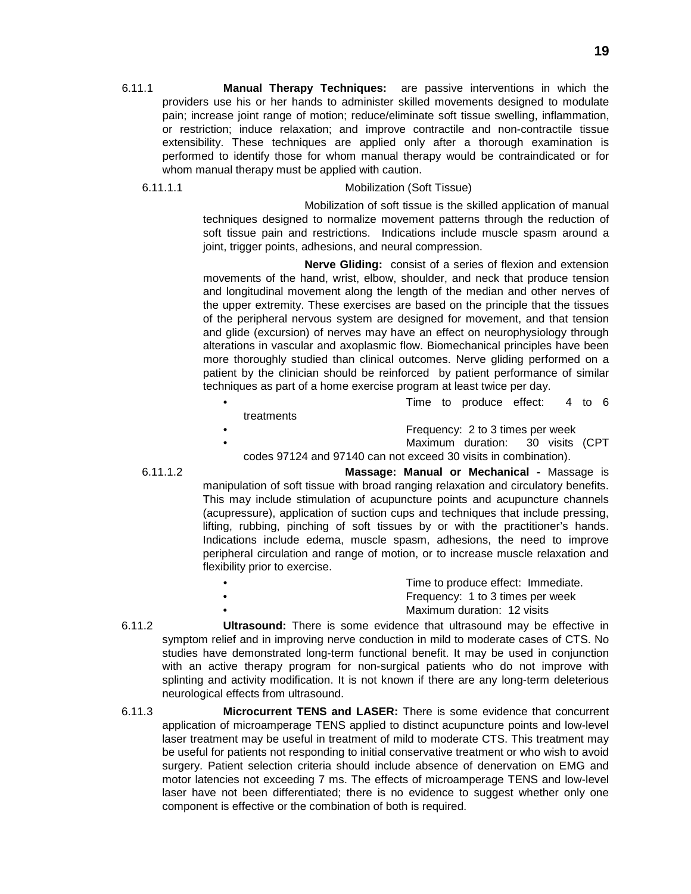6.11.1 **Manual Therapy Techniques:** are passive interventions in which the providers use his or her hands to administer skilled movements designed to modulate pain; increase joint range of motion; reduce/eliminate soft tissue swelling, inflammation, or restriction; induce relaxation; and improve contractile and non-contractile tissue extensibility. These techniques are applied only after a thorough examination is performed to identify those for whom manual therapy would be contraindicated or for whom manual therapy must be applied with caution.

6.11.1.1 Mobilization (Soft Tissue)

Mobilization of soft tissue is the skilled application of manual techniques designed to normalize movement patterns through the reduction of soft tissue pain and restrictions. Indications include muscle spasm around a joint, trigger points, adhesions, and neural compression.

**Nerve Gliding:** consist of a series of flexion and extension movements of the hand, wrist, elbow, shoulder, and neck that produce tension and longitudinal movement along the length of the median and other nerves of the upper extremity. These exercises are based on the principle that the tissues of the peripheral nervous system are designed for movement, and that tension and glide (excursion) of nerves may have an effect on neurophysiology through alterations in vascular and axoplasmic flow. Biomechanical principles have been more thoroughly studied than clinical outcomes. Nerve gliding performed on a patient by the clinician should be reinforced by patient performance of similar techniques as part of a home exercise program at least twice per day.

- Time to produce effect: 4 to 6 treatments
- Frequency: 2 to 3 times per week
- Maximum duration: 30 visits (CPT codes 97124 and 97140 can not exceed 30 visits in combination).

6.11.1.2 **Massage: Manual or Mechanical -** Massage is manipulation of soft tissue with broad ranging relaxation and circulatory benefits. This may include stimulation of acupuncture points and acupuncture channels (acupressure), application of suction cups and techniques that include pressing, lifting, rubbing, pinching of soft tissues by or with the practitioner's hands. Indications include edema, muscle spasm, adhesions, the need to improve peripheral circulation and range of motion, or to increase muscle relaxation and flexibility prior to exercise.

- Time to produce effect: Immediate.
- Frequency: 1 to 3 times per week
- Maximum duration: 12 visits

6.11.2 **Ultrasound:** There is some evidence that ultrasound may be effective in symptom relief and in improving nerve conduction in mild to moderate cases of CTS. No studies have demonstrated long-term functional benefit. It may be used in conjunction with an active therapy program for non-surgical patients who do not improve with splinting and activity modification. It is not known if there are any long-term deleterious neurological effects from ultrasound.

6.11.3 **Microcurrent TENS and LASER:** There is some evidence that concurrent application of microamperage TENS applied to distinct acupuncture points and low-level laser treatment may be useful in treatment of mild to moderate CTS. This treatment may be useful for patients not responding to initial conservative treatment or who wish to avoid surgery. Patient selection criteria should include absence of denervation on EMG and motor latencies not exceeding 7 ms. The effects of microamperage TENS and low-level laser have not been differentiated; there is no evidence to suggest whether only one component is effective or the combination of both is required.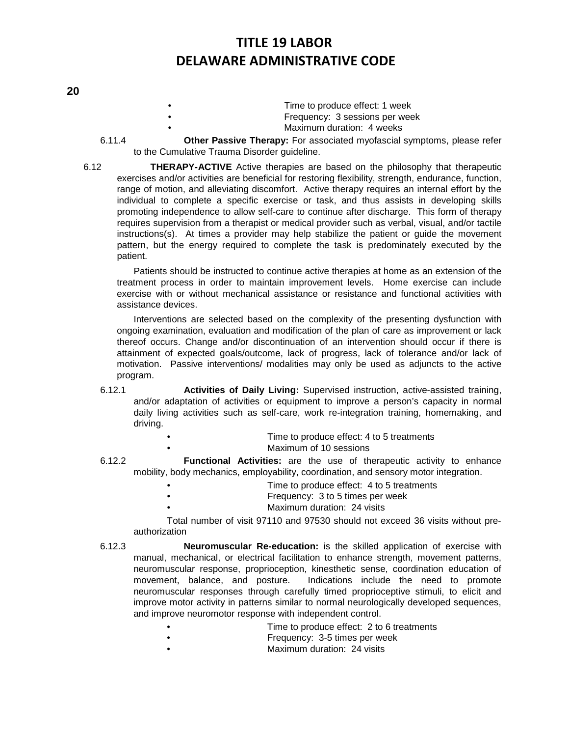- Time to produce effect: 1 week
- Frequency: 3 sessions per week
- Maximum duration: 4 weeks

6.11.4 **Other Passive Therapy:** For associated myofascial symptoms, please refer to the Cumulative Trauma Disorder guideline.

6.12 **THERAPY-ACTIVE** Active therapies are based on the philosophy that therapeutic exercises and/or activities are beneficial for restoring flexibility, strength, endurance, function, range of motion, and alleviating discomfort. Active therapy requires an internal effort by the individual to complete a specific exercise or task, and thus assists in developing skills promoting independence to allow self-care to continue after discharge. This form of therapy requires supervision from a therapist or medical provider such as verbal, visual, and/or tactile instructions(s). At times a provider may help stabilize the patient or guide the movement pattern, but the energy required to complete the task is predominately executed by the patient.

Patients should be instructed to continue active therapies at home as an extension of the treatment process in order to maintain improvement levels. Home exercise can include exercise with or without mechanical assistance or resistance and functional activities with assistance devices.

Interventions are selected based on the complexity of the presenting dysfunction with ongoing examination, evaluation and modification of the plan of care as improvement or lack thereof occurs. Change and/or discontinuation of an intervention should occur if there is attainment of expected goals/outcome, lack of progress, lack of tolerance and/or lack of motivation. Passive interventions/ modalities may only be used as adjuncts to the active program.

6.12.1 **Activities of Daily Living:** Supervised instruction, active-assisted training, and/or adaptation of activities or equipment to improve a person's capacity in normal daily living activities such as self-care, work re-integration training, homemaking, and driving.

- Time to produce effect: 4 to 5 treatments
- Maximum of 10 sessions

6.12.2 **Functional Activities:** are the use of therapeutic activity to enhance mobility, body mechanics, employability, coordination, and sensory motor integration.

- Time to produce effect: 4 to 5 treatments
- Frequency: 3 to 5 times per week
- Maximum duration: 24 visits

Total number of visit 97110 and 97530 should not exceed 36 visits without pre-authorization

6.12.3 **Neuromuscular Re-education:** is the skilled application of exercise with manual, mechanical, or electrical facilitation to enhance strength, movement patterns, neuromuscular response, proprioception, kinesthetic sense, coordination education of movement, balance, and posture. Indications include the need to promote neuromuscular responses through carefully timed proprioceptive stimuli, to elicit and improve motor activity in patterns similar to normal neurologically developed sequences, and improve neuromotor response with independent control.

- Time to produce effect: 2 to 6 treatments
- Frequency: 3-5 times per week
- Maximum duration: 24 visits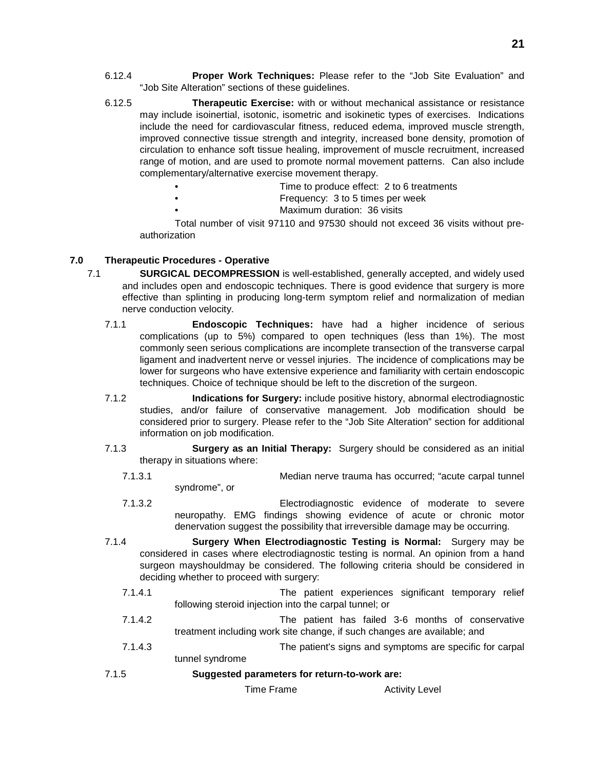6.12.4 **Proper Work Techniques:** Please refer to the “Job Site Evaluation” and “Job Site Alteration” sections of these guidelines.

6.12.5 **Therapeutic Exercise:** with or without mechanical assistance or resistance may include isoinertial, isotonic, isometric and isokinetic types of exercises. Indications include the need for cardiovascular fitness, reduced edema, improved muscle strength, improved connective tissue strength and integrity, increased bone density, promotion of circulation to enhance soft tissue healing, improvement of muscle recruitment, increased range of motion, and are used to promote normal movement patterns. Can also include complementary/alternative exercise movement therapy.

- Time to produce effect: 2 to 6 treatments
- Frequency: 3 to 5 times per week
- Maximum duration: 36 visits

Total number of visit 97110 and 97530 should not exceed 36 visits without pre-authorization

## 7.0 Therapeutic Procedures - Operative

7.1 **SURGICAL DECOMPRESSION** is well-established, generally accepted, and widely used and includes open and endoscopic techniques. There is good evidence that surgery is more effective than splinting in producing long-term symptom relief and normalization of median nerve conduction velocity.

7.1.1 **Endoscopic Techniques:** have had a higher incidence of serious complications (up to 5%) compared to open techniques (less than 1%). The most commonly seen serious complications are incomplete transection of the transverse carpal ligament and inadvertent nerve or vessel injuries. The incidence of complications may be lower for surgeons who have extensive experience and familiarity with certain endoscopic techniques. Choice of technique should be left to the discretion of the surgeon.

7.1.2 **Indications for Surgery:** include positive history, abnormal electrodiagnostic studies, and/or failure of conservative management. Job modification should be considered prior to surgery. Please refer to the “Job Site Alteration” section for additional information on job modification.

7.1.3 **Surgery as an Initial Therapy:** Surgery should be considered as an initial therapy in situations where:

7.1.3.1 Median nerve trauma has occurred; “acute carpal tunnel syndrome”, or

7.1.3.2 Electrodiagnostic evidence of moderate to severe neuropathy. EMG findings showing evidence of acute or chronic motor denervation suggest the possibility that irreversible damage may be occurring.

7.1.4 **Surgery When Electrodiagnostic Testing is Normal:** Surgery may be considered in cases where electrodiagnostic testing is normal. An opinion from a hand surgeon mayshouldmay be considered. The following criteria should be considered in deciding whether to proceed with surgery:

7.1.4.1 The patient experiences significant temporary relief following steroid injection into the carpal tunnel; or

7.1.4.2 The patient has failed 3-6 months of conservative treatment including work site change, if such changes are available; and

7.1.4.3 The patient's signs and symptoms are specific for carpal tunnel syndrome

7.1.5 **Suggested parameters for return-to-work are:**

| Time Frame | Activity Level |
|---|---|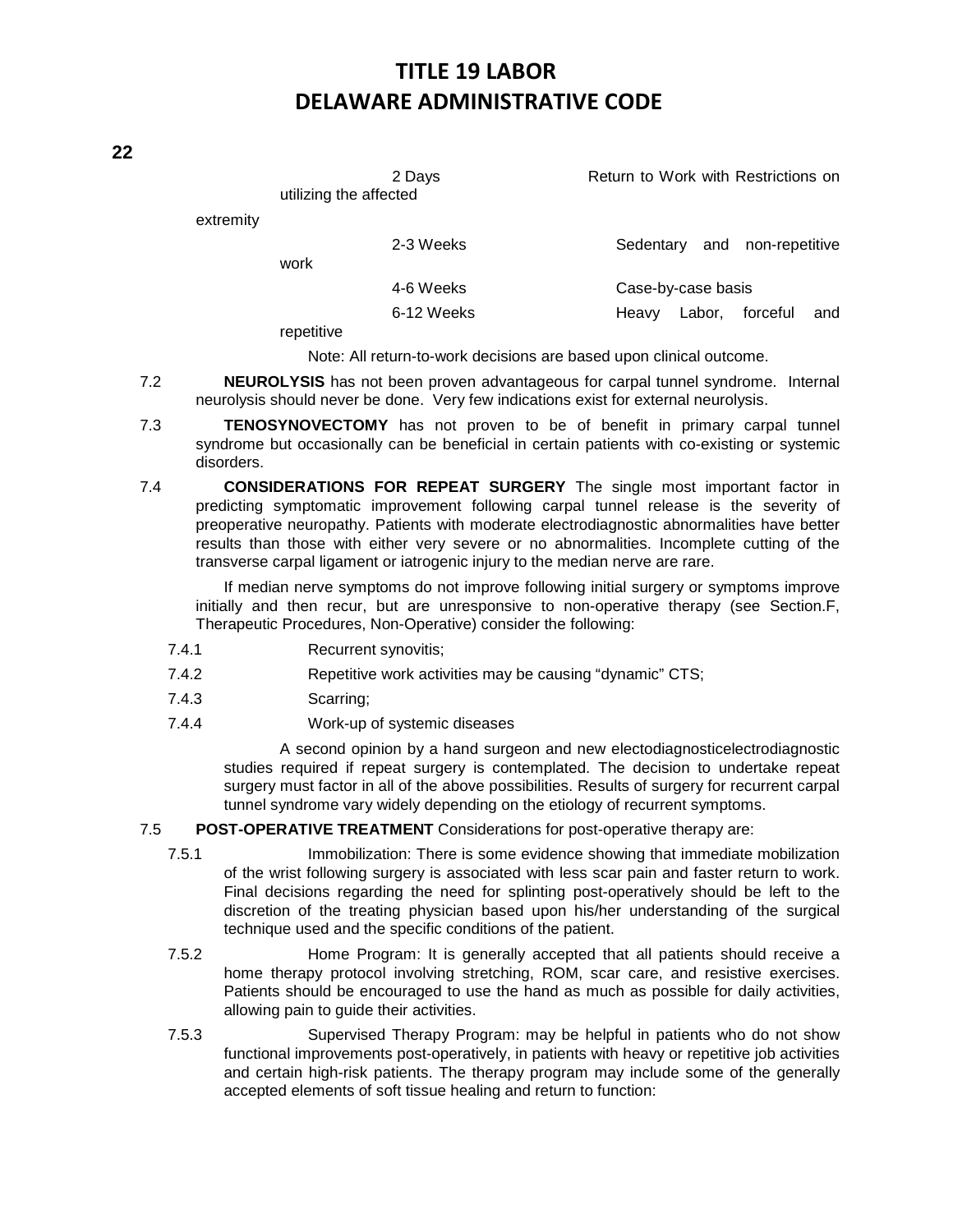| | |
|---|---|
| 2 Days | Return to Work with Restrictions on utilizing the affected extremity |
| 2-3 Weeks | Sedentary and non-repetitive work |
| 4-6 Weeks | Case-by-case basis |
| 6-12 Weeks | Heavy Labor, forceful and repetitive |

Note: All return-to-work decisions are based upon clinical outcome.

7.2 **NEUROLYSIS** has not been proven advantageous for carpal tunnel syndrome. Internal neurolysis should never be done. Very few indications exist for external neurolysis.

7.3 **TENOSYNOVECTOMY** has not proven to be of benefit in primary carpal tunnel syndrome but occasionally can be beneficial in certain patients with co-existing or systemic disorders.

7.4 **CONSIDERATIONS FOR REPEAT SURGERY** The single most important factor in predicting symptomatic improvement following carpal tunnel release is the severity of preoperative neuropathy. Patients with moderate electrodiagnostic abnormalities have better results than those with either very severe or no abnormalities. Incomplete cutting of the transverse carpal ligament or iatrogenic injury to the median nerve are rare.

If median nerve symptoms do not improve following initial surgery or symptoms improve initially and then recur, but are unresponsive to non-operative therapy (see Section.F, Therapeutic Procedures, Non-Operative) consider the following:

7.4.1 Recurrent synovitis;

7.4.2 Repetitive work activities may be causing "dynamic" CTS;

7.4.3 Scarring;

7.4.4 Work-up of systemic diseases

A second opinion by a hand surgeon and new electodiagnosticelectrodiagnostic studies required if repeat surgery is contemplated. The decision to undertake repeat surgery must factor in all of the above possibilities. Results of surgery for recurrent carpal tunnel syndrome vary widely depending on the etiology of recurrent symptoms.

7.5 **POST-OPERATIVE TREATMENT** Considerations for post-operative therapy are:

7.5.1 Immobilization: There is some evidence showing that immediate mobilization of the wrist following surgery is associated with less scar pain and faster return to work. Final decisions regarding the need for splinting post-operatively should be left to the discretion of the treating physician based upon his/her understanding of the surgical technique used and the specific conditions of the patient.

7.5.2 Home Program: It is generally accepted that all patients should receive a home therapy protocol involving stretching, ROM, scar care, and resistive exercises. Patients should be encouraged to use the hand as much as possible for daily activities, allowing pain to guide their activities.

7.5.3 Supervised Therapy Program: may be helpful in patients who do not show functional improvements post-operatively, in patients with heavy or repetitive job activities and certain high-risk patients. The therapy program may include some of the generally accepted elements of soft tissue healing and return to function: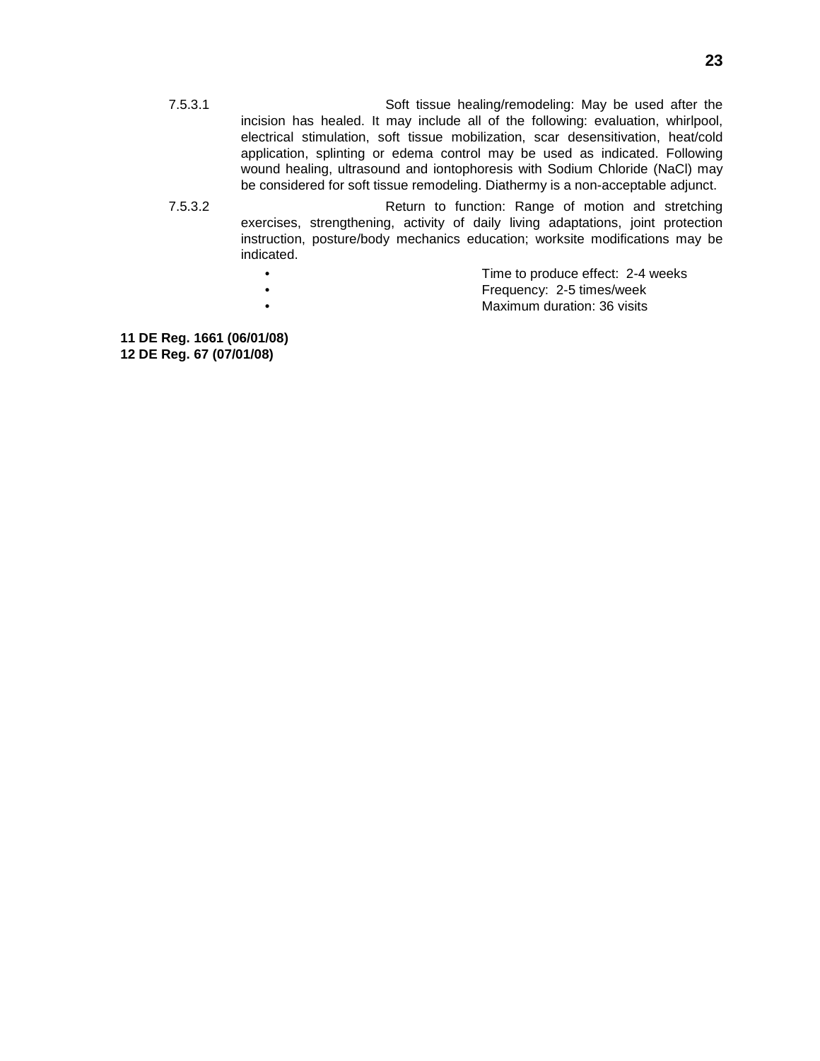7.5.3.1 Soft tissue healing/remodeling: May be used after the incision has healed. It may include all of the following: evaluation, whirlpool, electrical stimulation, soft tissue mobilization, scar desensitivation, heat/cold application, splinting or edema control may be used as indicated. Following wound healing, ultrasound and iontophoresis with Sodium Chloride (NaCl) may be considered for soft tissue remodeling. Diathermy is a non-acceptable adjunct.

7.5.3.2 Return to function: Range of motion and stretching exercises, strengthening, activity of daily living adaptations, joint protection instruction, posture/body mechanics education; worksite modifications may be indicated.

- Time to produce effect: 2-4 weeks
- Frequency: 2-5 times/week
- Maximum duration: 36 visits

**11 DE Reg. 1661 (06/01/08)**
**12 DE Reg. 67 (07/01/08)**